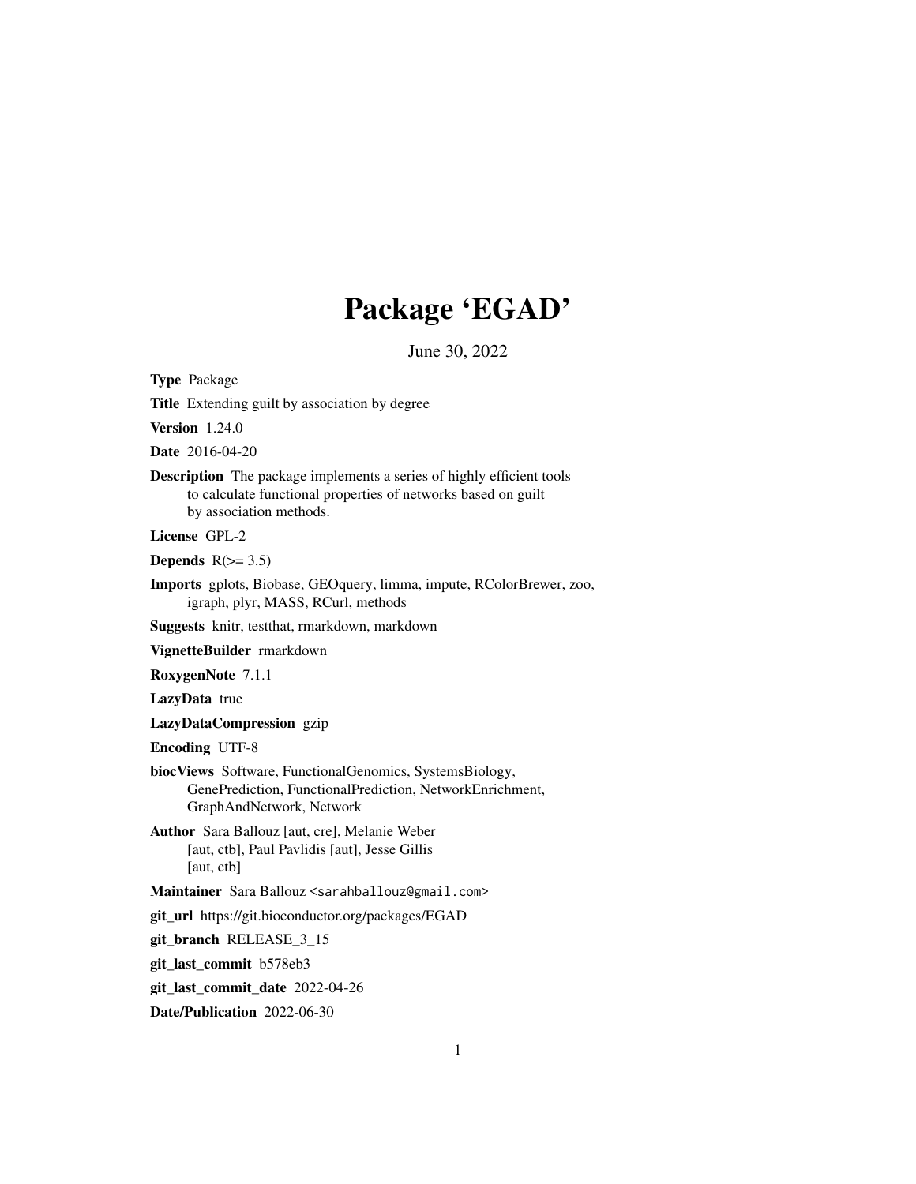# Package 'EGAD'

June 30, 2022

**Type** Package

**Title** Extending guilt by association by degree

**Version** 1.24.0

**Date** 2016-04-20

**Description** The package implements a series of highly efficient tools to calculate functional properties of networks based on guilt by association methods.

**License** GPL-2

**Depends** R(>= 3.5)

**Imports** gplots, Biobase, GEOquery, limma, impute, RColorBrewer, zoo, igraph, plyr, MASS, RCurl, methods

**Suggests** knitr, testthat, rmarkdown, markdown

**VignetteBuilder** rmarkdown

**RoxygenNote** 7.1.1

**LazyData** true

**LazyDataCompression** gzip

**Encoding** UTF-8

**biocViews** Software, FunctionalGenomics, SystemsBiology, GenePrediction, FunctionalPrediction, NetworkEnrichment, GraphAndNetwork, Network

**Author** Sara Ballouz [aut, cre], Melanie Weber [aut, ctb], Paul Pavlidis [aut], Jesse Gillis [aut, ctb]

**Maintainer** Sara Ballouz <sarahballouz@gmail.com>

**git_url** https://git.bioconductor.org/packages/EGAD

**git_branch** RELEASE_3_15

**git_last_commit** b578eb3

**git_last_commit_date** 2022-04-26

**Date/Publication** 2022-06-30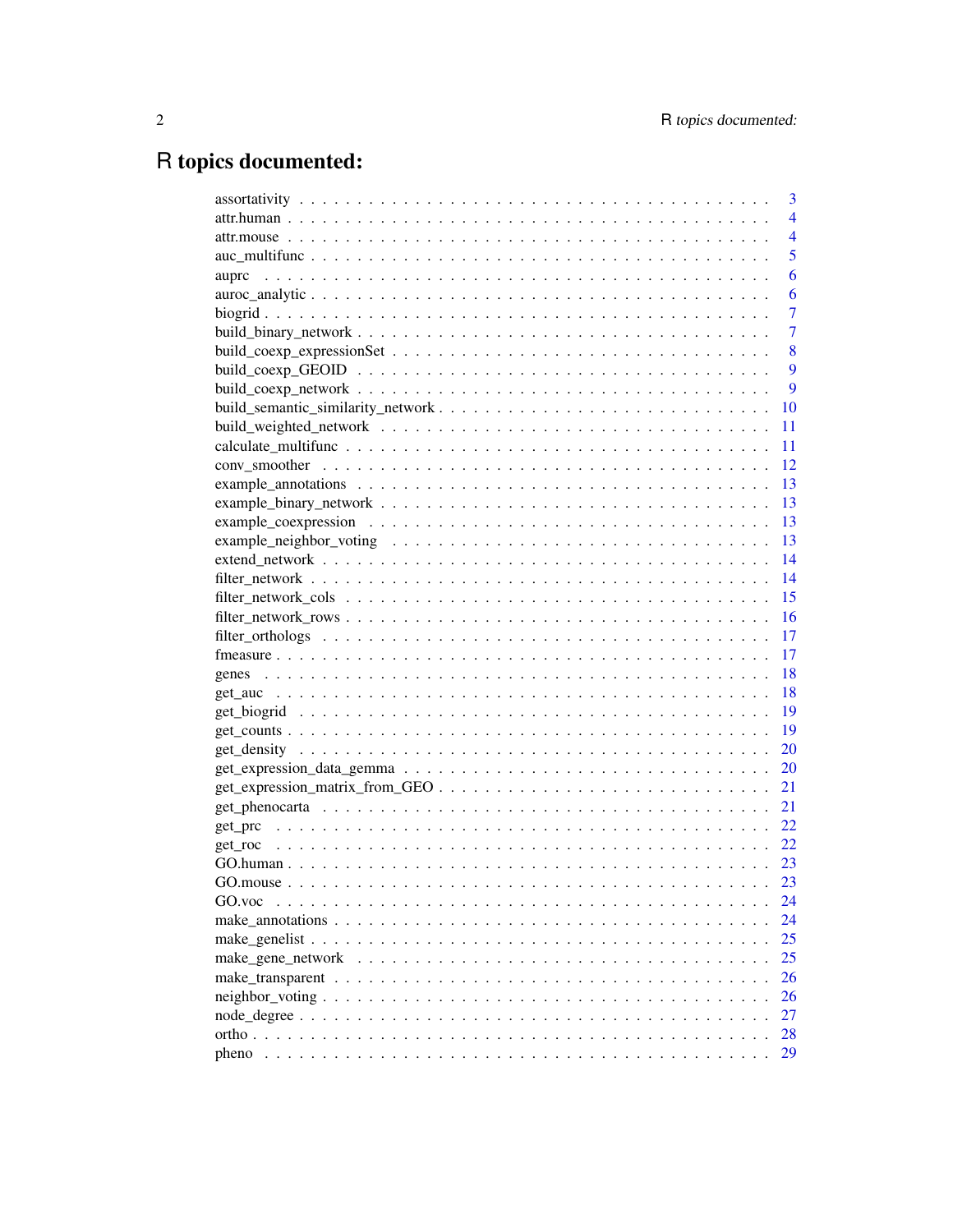# R topics documented:

| | |
|---|---|
| assortativity | 3 |
| attr.human | 4 |
| attr.mouse | 4 |
| auc_multifunc | 5 |
| auprc | 6 |
| auroc_analytic | 6 |
| biogrid | 7 |
| build_binary_network | 7 |
| build_coexp_expressionSet | 8 |
| build_coexp_GEOID | 9 |
| build_coexp_network | 9 |
| build_semantic_similarity_network | 10 |
| build_weighted_network | 11 |
| calculate_multifunc | 11 |
| conv_smoother | 12 |
| example_annotations | 13 |
| example_binary_network | 13 |
| example_coexpression | 13 |
| example_neighbor_voting | 13 |
| extend_network | 14 |
| filter_network | 14 |
| filter_network_cols | 15 |
| filter_network_rows | 16 |
| filter_orthologs | 17 |
| fmeasure | 17 |
| genes | 18 |
| get_auc | 18 |
| get_biogrid | 19 |
| get_counts | 19 |
| get_density | 20 |
| get_expression_data_gemma | 20 |
| get_expression_matrix_from_GEO | 21 |
| get_phenocarta | 21 |
| get_prc | 22 |
| get_roc | 22 |
| GO.human | 23 |
| GO.mouse | 23 |
| GO.voc | 24 |
| make_annotations | 24 |
| make_genelist | 25 |
| make_gene_network | 25 |
| make_transparent | 26 |
| neighbor_voting | 26 |
| node_degree | 27 |
| ortho | 28 |
| pheno | 29 |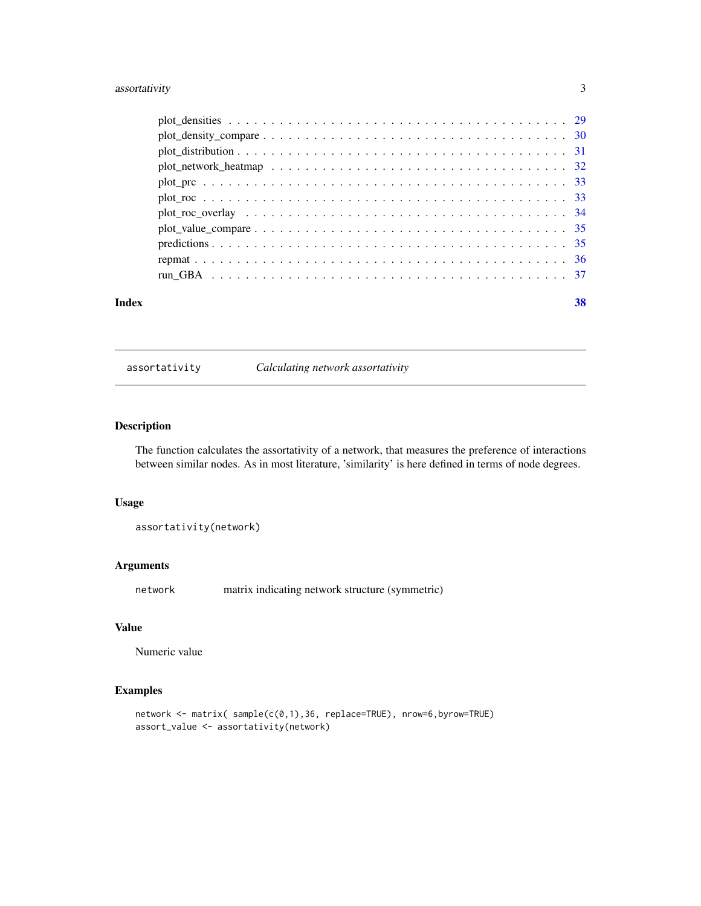plot_densities . . . . . . . . . . . . . . . . . . . . . . . . . . . . . . . . . . . . 29
plot_density_compare . . . . . . . . . . . . . . . . . . . . . . . . . . . . . . . . . 30
plot_distribution . . . . . . . . . . . . . . . . . . . . . . . . . . . . . . . . . . . 31
plot_network_heatmap . . . . . . . . . . . . . . . . . . . . . . . . . . . . . . . . . 32
plot_prc . . . . . . . . . . . . . . . . . . . . . . . . . . . . . . . . . . . . . . . 33
plot_roc . . . . . . . . . . . . . . . . . . . . . . . . . . . . . . . . . . . . . . . 33
plot_roc_overlay . . . . . . . . . . . . . . . . . . . . . . . . . . . . . . . . . . . 34
plot_value_compare . . . . . . . . . . . . . . . . . . . . . . . . . . . . . . . . . . 35
predictions . . . . . . . . . . . . . . . . . . . . . . . . . . . . . . . . . . . . . . 35
repmat . . . . . . . . . . . . . . . . . . . . . . . . . . . . . . . . . . . . . . . . 36
run_GBA . . . . . . . . . . . . . . . . . . . . . . . . . . . . . . . . . . . . . . . 37

**Index** **38**

---

`assortativity` *Calculating network assortativity*

---

## Description

The function calculates the assortativity of a network, that measures the preference of interactions between similar nodes. As in most literature, 'similarity' is here defined in terms of node degrees.

## Usage

```
assortativity(network)
```

## Arguments

`network` matrix indicating network structure (symmetric)

## Value

Numeric value

## Examples

```
network <- matrix( sample(c(0,1),36, replace=TRUE), nrow=6,byrow=TRUE)
assort_value <- assortativity(network)
```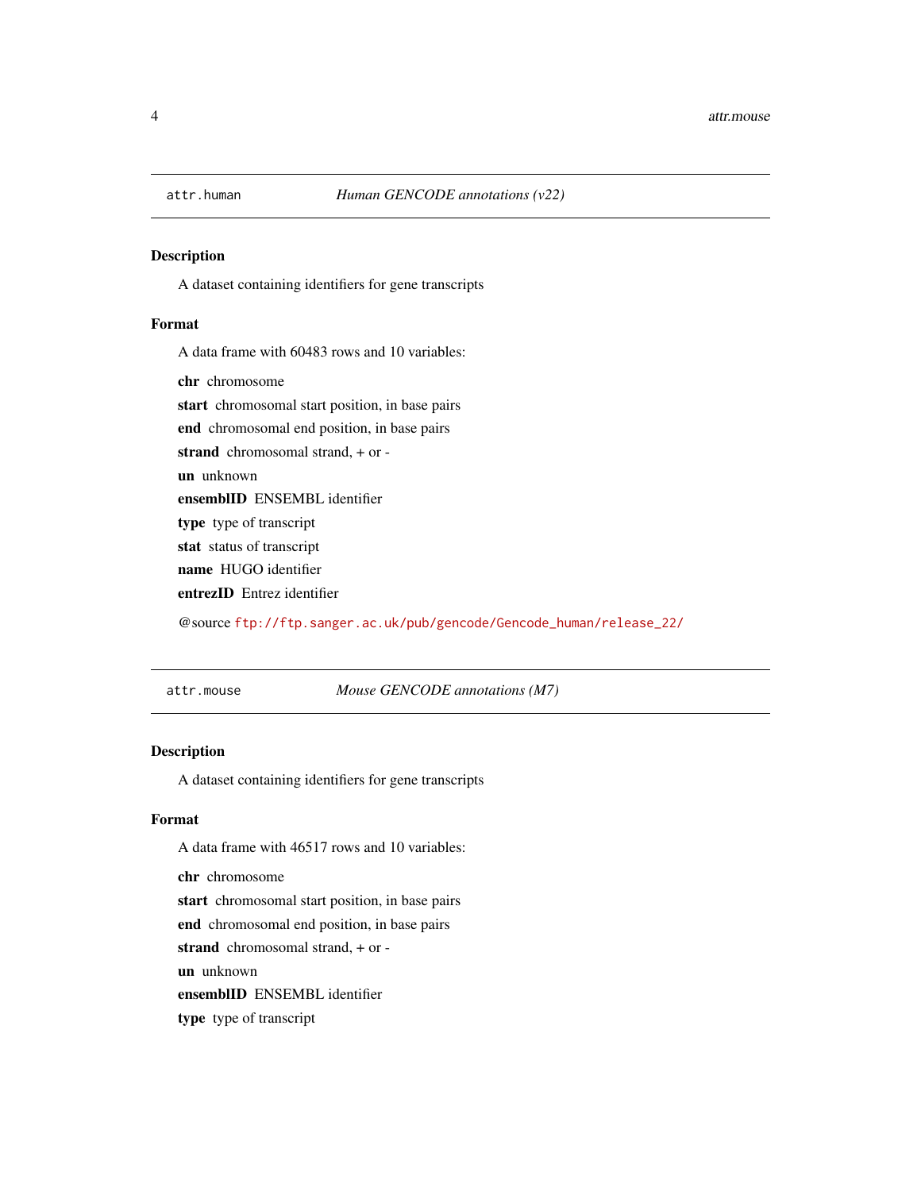## attr.human — *Human GENCODE annotations (v22)*

### Description

A dataset containing identifiers for gene transcripts

### Format

A data frame with 60483 rows and 10 variables:

**chr** chromosome

**start** chromosomal start position, in base pairs

**end** chromosomal end position, in base pairs

**strand** chromosomal strand, + or -

**un** unknown

**ensemblID** ENSEMBL identifier

**type** type of transcript

**stat** status of transcript

**name** HUGO identifier

**entrezID** Entrez identifier

@source ftp://ftp.sanger.ac.uk/pub/gencode/Gencode_human/release_22/

## attr.mouse — *Mouse GENCODE annotations (M7)*

### Description

A dataset containing identifiers for gene transcripts

### Format

A data frame with 46517 rows and 10 variables:

**chr** chromosome

**start** chromosomal start position, in base pairs

**end** chromosomal end position, in base pairs

**strand** chromosomal strand, + or -

**un** unknown

**ensemblID** ENSEMBL identifier

**type** type of transcript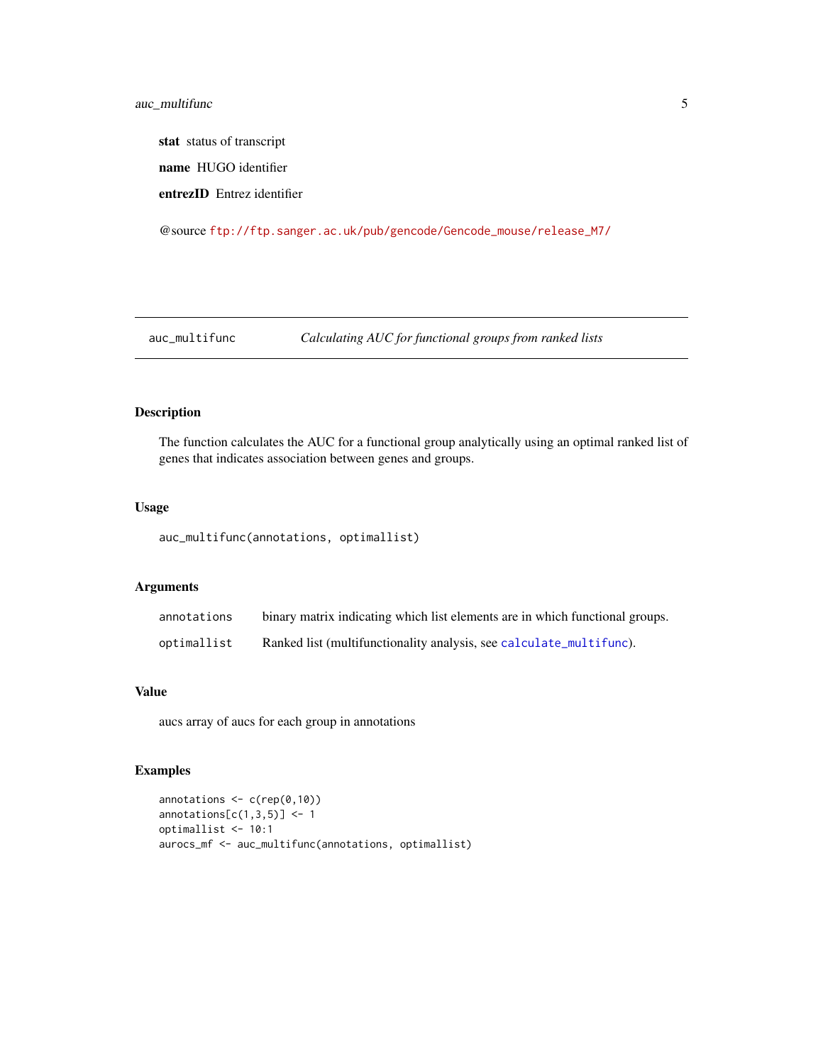**stat** status of transcript

**name** HUGO identifier

**entrezID** Entrez identifier

@source ftp://ftp.sanger.ac.uk/pub/gencode/Gencode_mouse/release_M7/

---

## auc_multifunc — *Calculating AUC for functional groups from ranked lists*

---

### Description

The function calculates the AUC for a functional group analytically using an optimal ranked list of genes that indicates association between genes and groups.

### Usage

```
auc_multifunc(annotations, optimallist)
```

### Arguments

| | |
|---|---|
| annotations | binary matrix indicating which list elements are in which functional groups. |
| optimallist | Ranked list (multifunctionality analysis, see calculate_multifunc). |

### Value

aucs array of aucs for each group in annotations

### Examples

```
annotations <- c(rep(0,10))
annotations[c(1,3,5)] <- 1
optimallist <- 10:1
aurocs_mf <- auc_multifunc(annotations, optimallist)
```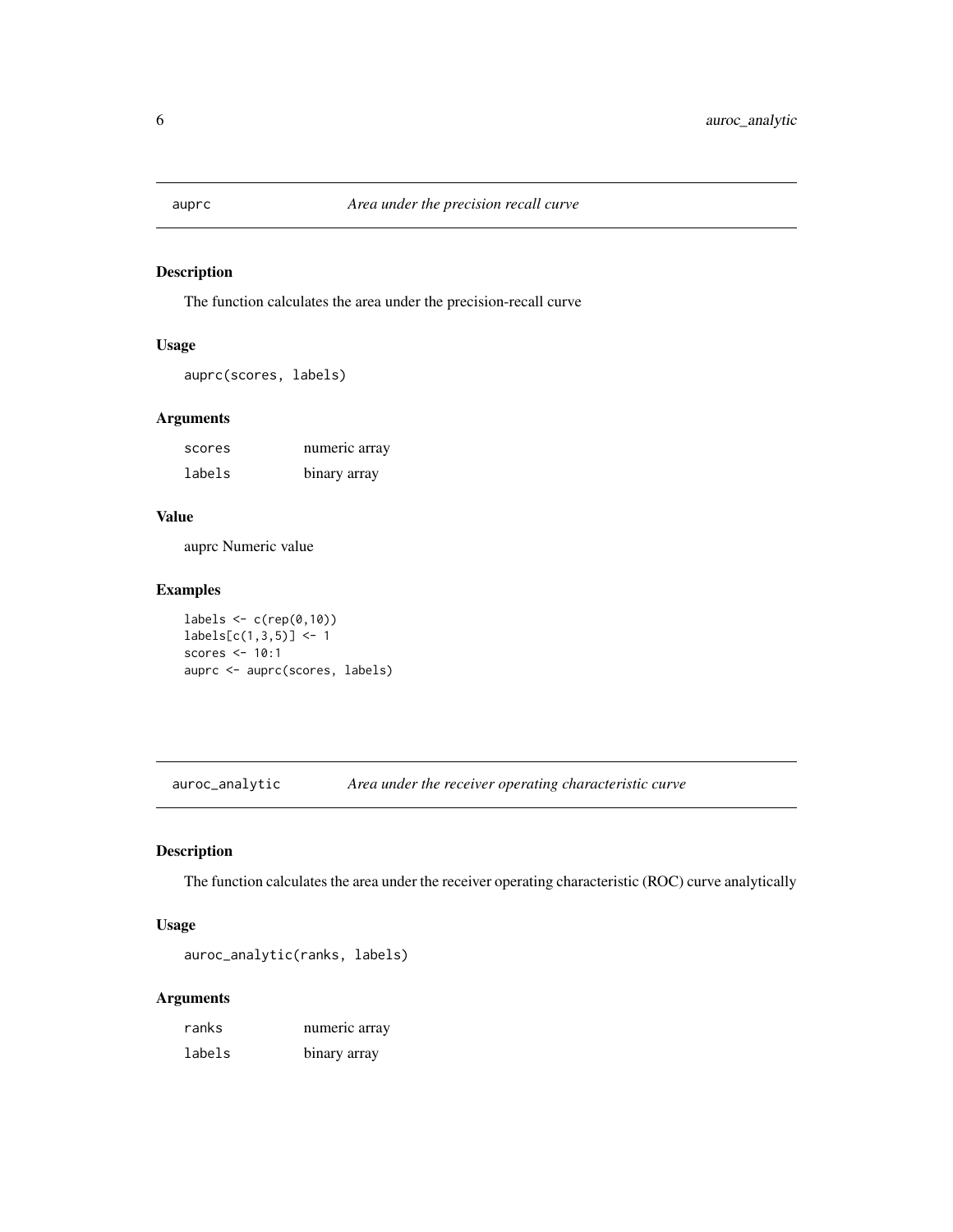## auprc *Area under the precision recall curve*

### Description

The function calculates the area under the precision-recall curve

### Usage

```
auprc(scores, labels)
```

### Arguments

| | |
|---|---|
| scores | numeric array |
| labels | binary array |

### Value

auprc Numeric value

### Examples

```
labels <- c(rep(0,10))
labels[c(1,3,5)] <- 1
scores <- 10:1
auprc <- auprc(scores, labels)
```

## auroc_analytic *Area under the receiver operating characteristic curve*

### Description

The function calculates the area under the receiver operating characteristic (ROC) curve analytically

### Usage

```
auroc_analytic(ranks, labels)
```

### Arguments

| | |
|---|---|
| ranks | numeric array |
| labels | binary array |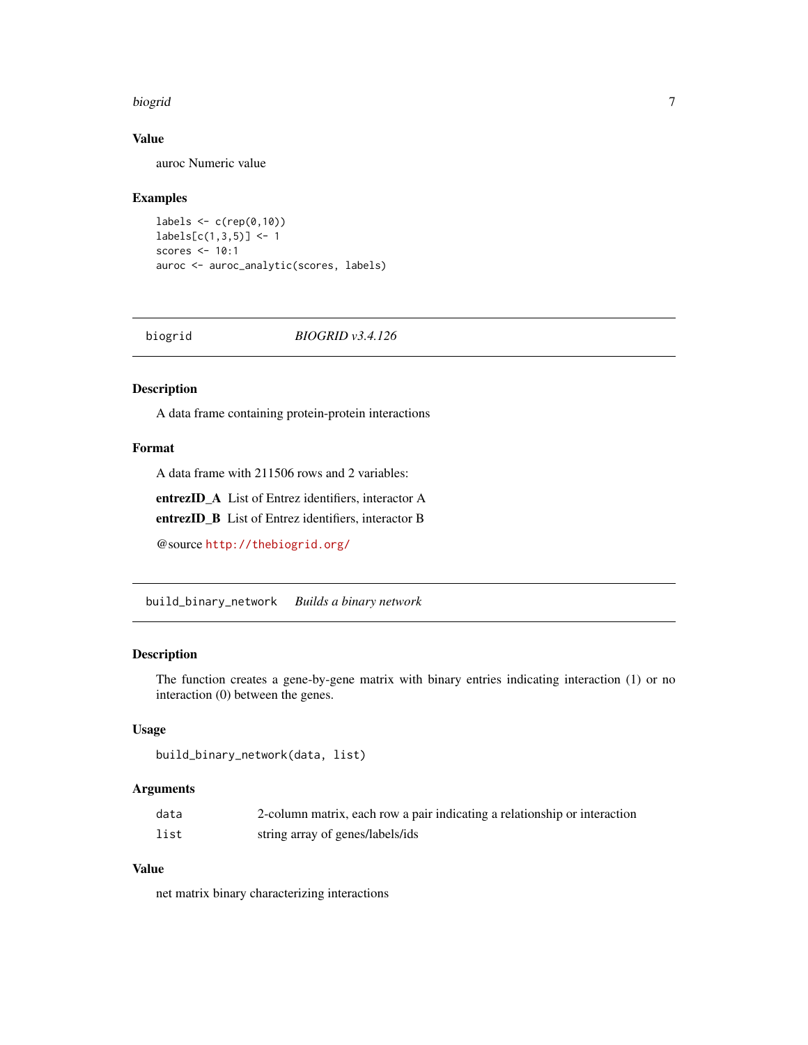### Value

auroc Numeric value

### Examples

```
labels <- c(rep(0,10))
labels[c(1,3,5)] <- 1
scores <- 10:1
auroc <- auroc_analytic(scores, labels)
```

---

## biogrid *BIOGRID v3.4.126*

### Description

A data frame containing protein-protein interactions

### Format

A data frame with 211506 rows and 2 variables:

**entrezID_A** List of Entrez identifiers, interactor A

**entrezID_B** List of Entrez identifiers, interactor B

@source http://thebiogrid.org/

---

## build_binary_network *Builds a binary network*

### Description

The function creates a gene-by-gene matrix with binary entries indicating interaction (1) or no interaction (0) between the genes.

### Usage

```
build_binary_network(data, list)
```

### Arguments

| | |
|---|---|
| `data` | 2-column matrix, each row a pair indicating a relationship or interaction |
| `list` | string array of genes/labels/ids |

### Value

net matrix binary characterizing interactions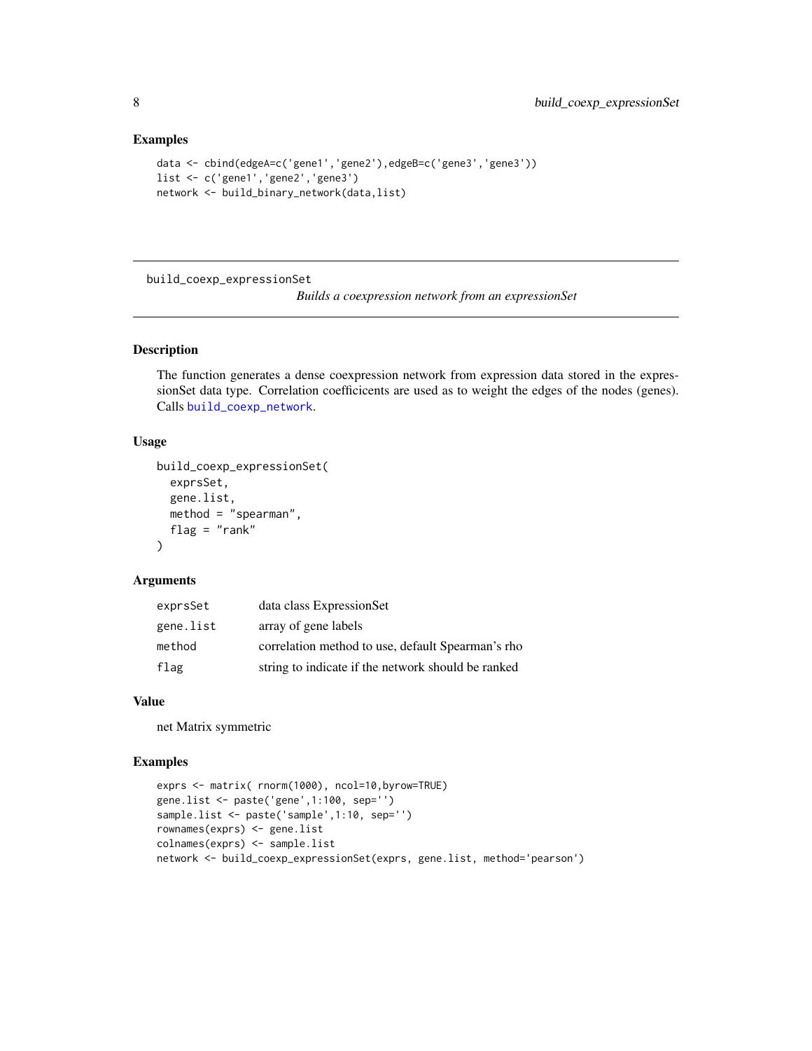### Examples

```
data <- cbind(edgeA=c('gene1','gene2'),edgeB=c('gene3','gene3'))
list <- c('gene1','gene2','gene3')
network <- build_binary_network(data,list)
```

---

## build_coexp_expressionSet

*Builds a coexpression network from an expressionSet*

---

### Description

The function generates a dense coexpression network from expression data stored in the expressionSet data type. Correlation coefficicents are used as to weight the edges of the nodes (genes). Calls `build_coexp_network`.

### Usage

```
build_coexp_expressionSet(
  exprsSet,
  gene.list,
  method = "spearman",
  flag = "rank"
)
```

### Arguments

| | |
|---|---|
| `exprsSet` | data class ExpressionSet |
| `gene.list` | array of gene labels |
| `method` | correlation method to use, default Spearman's rho |
| `flag` | string to indicate if the network should be ranked |

### Value

net Matrix symmetric

### Examples

```
exprs <- matrix( rnorm(1000), ncol=10,byrow=TRUE)
gene.list <- paste('gene',1:100, sep='')
sample.list <- paste('sample',1:10, sep='')
rownames(exprs) <- gene.list
colnames(exprs) <- sample.list
network <- build_coexp_expressionSet(exprs, gene.list, method='pearson')
```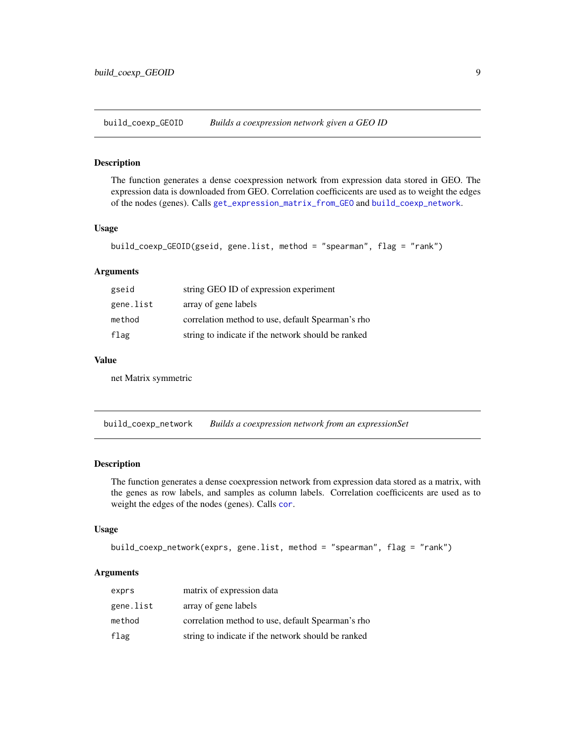## build_coexp_GEOID — *Builds a coexpression network given a GEO ID*

### Description

The function generates a dense coexpression network from expression data stored in GEO. The expression data is downloaded from GEO. Correlation coefficicents are used as to weight the edges of the nodes (genes). Calls `get_expression_matrix_from_GEO` and `build_coexp_network`.

### Usage

```
build_coexp_GEOID(gseid, gene.list, method = "spearman", flag = "rank")
```

### Arguments

| | |
|---|---|
| `gseid` | string GEO ID of expression experiment |
| `gene.list` | array of gene labels |
| `method` | correlation method to use, default Spearman's rho |
| `flag` | string to indicate if the network should be ranked |

### Value

net Matrix symmetric

## build_coexp_network — *Builds a coexpression network from an expressionSet*

### Description

The function generates a dense coexpression network from expression data stored as a matrix, with the genes as row labels, and samples as column labels. Correlation coefficicents are used as to weight the edges of the nodes (genes). Calls `cor`.

### Usage

```
build_coexp_network(exprs, gene.list, method = "spearman", flag = "rank")
```

### Arguments

| | |
|---|---|
| `exprs` | matrix of expression data |
| `gene.list` | array of gene labels |
| `method` | correlation method to use, default Spearman's rho |
| `flag` | string to indicate if the network should be ranked |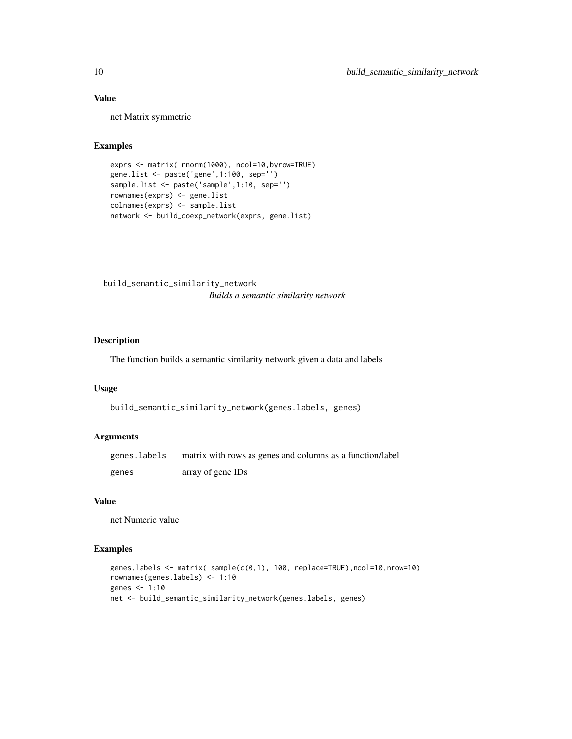## Value

net Matrix symmetric

## Examples

```
exprs <- matrix( rnorm(1000), ncol=10,byrow=TRUE)
gene.list <- paste('gene',1:100, sep='')
sample.list <- paste('sample',1:10, sep='')
rownames(exprs) <- gene.list
colnames(exprs) <- sample.list
network <- build_coexp_network(exprs, gene.list)
```

---

# build_semantic_similarity_network    *Builds a semantic similarity network*

---

## Description

The function builds a semantic similarity network given a data and labels

## Usage

```
build_semantic_similarity_network(genes.labels, genes)
```

## Arguments

| | |
|---|---|
| genes.labels | matrix with rows as genes and columns as a function/label |
| genes | array of gene IDs |

## Value

net Numeric value

## Examples

```
genes.labels <- matrix( sample(c(0,1), 100, replace=TRUE),ncol=10,nrow=10)
rownames(genes.labels) <- 1:10
genes <- 1:10
net <- build_semantic_similarity_network(genes.labels, genes)
```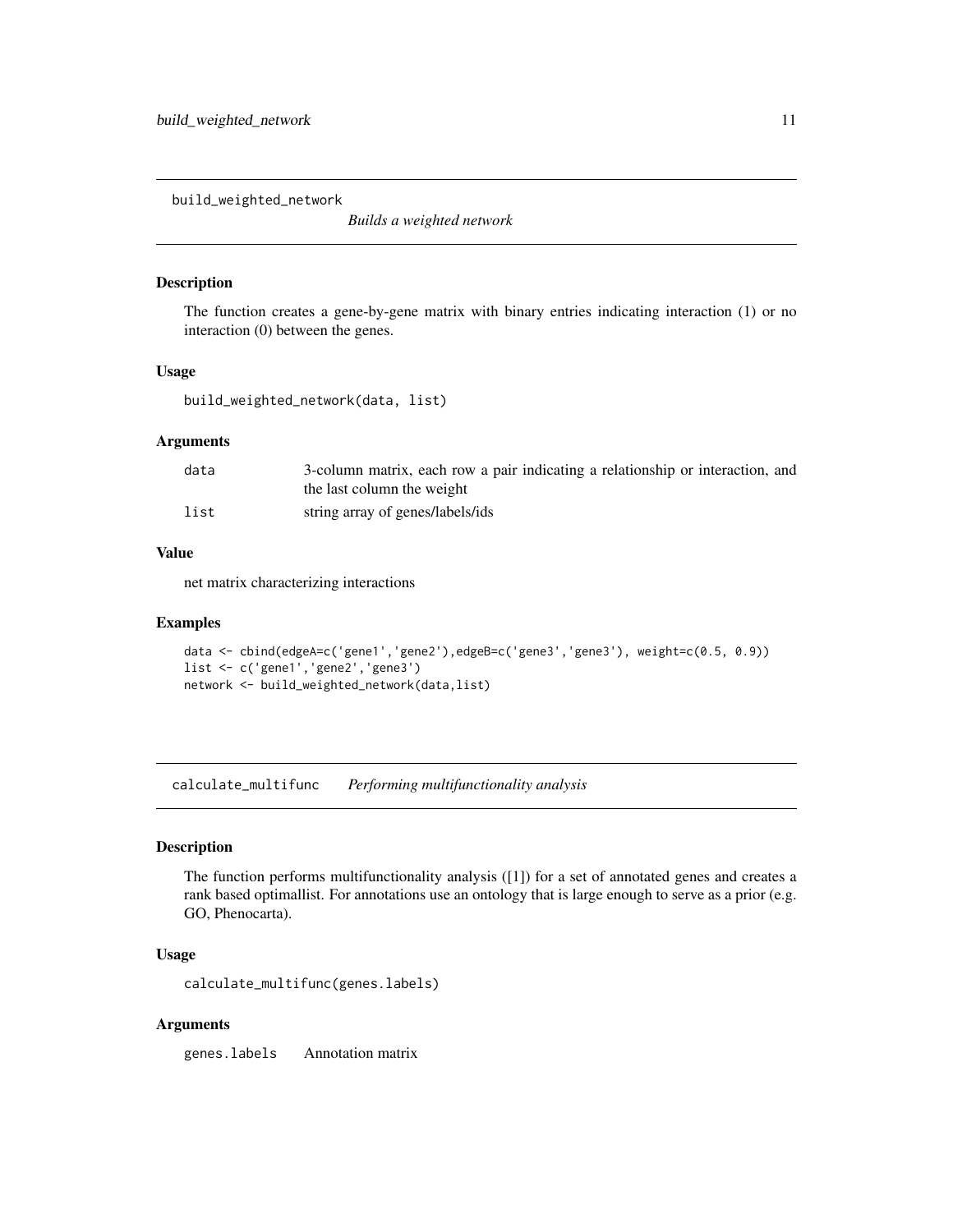## build_weighted_network

*Builds a weighted network*

### Description

The function creates a gene-by-gene matrix with binary entries indicating interaction (1) or no interaction (0) between the genes.

### Usage

```
build_weighted_network(data, list)
```

### Arguments

| | |
|---|---|
| data | 3-column matrix, each row a pair indicating a relationship or interaction, and the last column the weight |
| list | string array of genes/labels/ids |

### Value

net matrix characterizing interactions

### Examples

```
data <- cbind(edgeA=c('gene1','gene2'),edgeB=c('gene3','gene3'), weight=c(0.5, 0.9))
list <- c('gene1','gene2','gene3')
network <- build_weighted_network(data,list)
```

## calculate_multifunc

*Performing multifunctionality analysis*

### Description

The function performs multifunctionality analysis ([1]) for a set of annotated genes and creates a rank based optimallist. For annotations use an ontology that is large enough to serve as a prior (e.g. GO, Phenocarta).

### Usage

```
calculate_multifunc(genes.labels)
```

### Arguments

| | |
|---|---|
| genes.labels | Annotation matrix |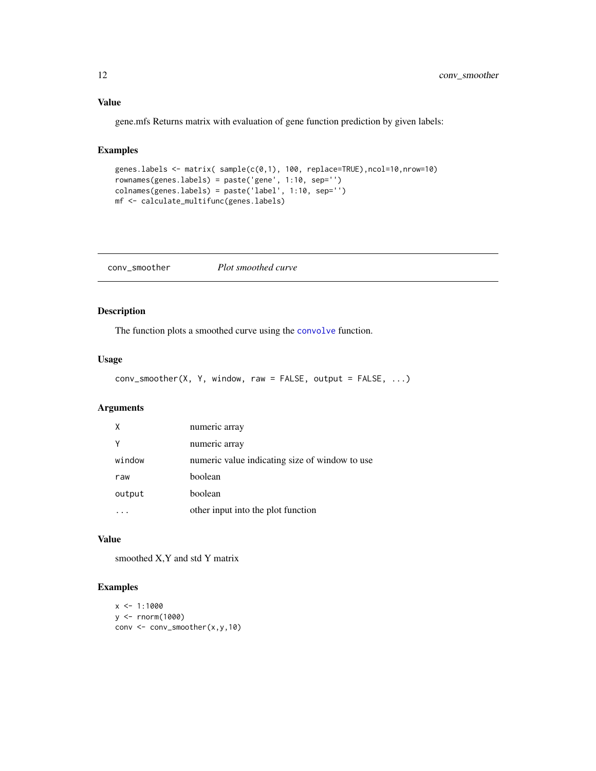### Value

gene.mfs Returns matrix with evaluation of gene function prediction by given labels:

### Examples

```
genes.labels <- matrix( sample(c(0,1), 100, replace=TRUE),ncol=10,nrow=10)
rownames(genes.labels) = paste('gene', 1:10, sep='')
colnames(genes.labels) = paste('label', 1:10, sep='')
mf <- calculate_multifunc(genes.labels)
```

---

## conv_smoother *Plot smoothed curve*

---

### Description

The function plots a smoothed curve using the `convolve` function.

### Usage

```
conv_smoother(X, Y, window, raw = FALSE, output = FALSE, ...)
```

### Arguments

| | |
|---|---|
| `X` | numeric array |
| `Y` | numeric array |
| `window` | numeric value indicating size of window to use |
| `raw` | boolean |
| `output` | boolean |
| `...` | other input into the plot function |

### Value

smoothed X,Y and std Y matrix

### Examples

```
x <- 1:1000
y <- rnorm(1000)
conv <- conv_smoother(x,y,10)
```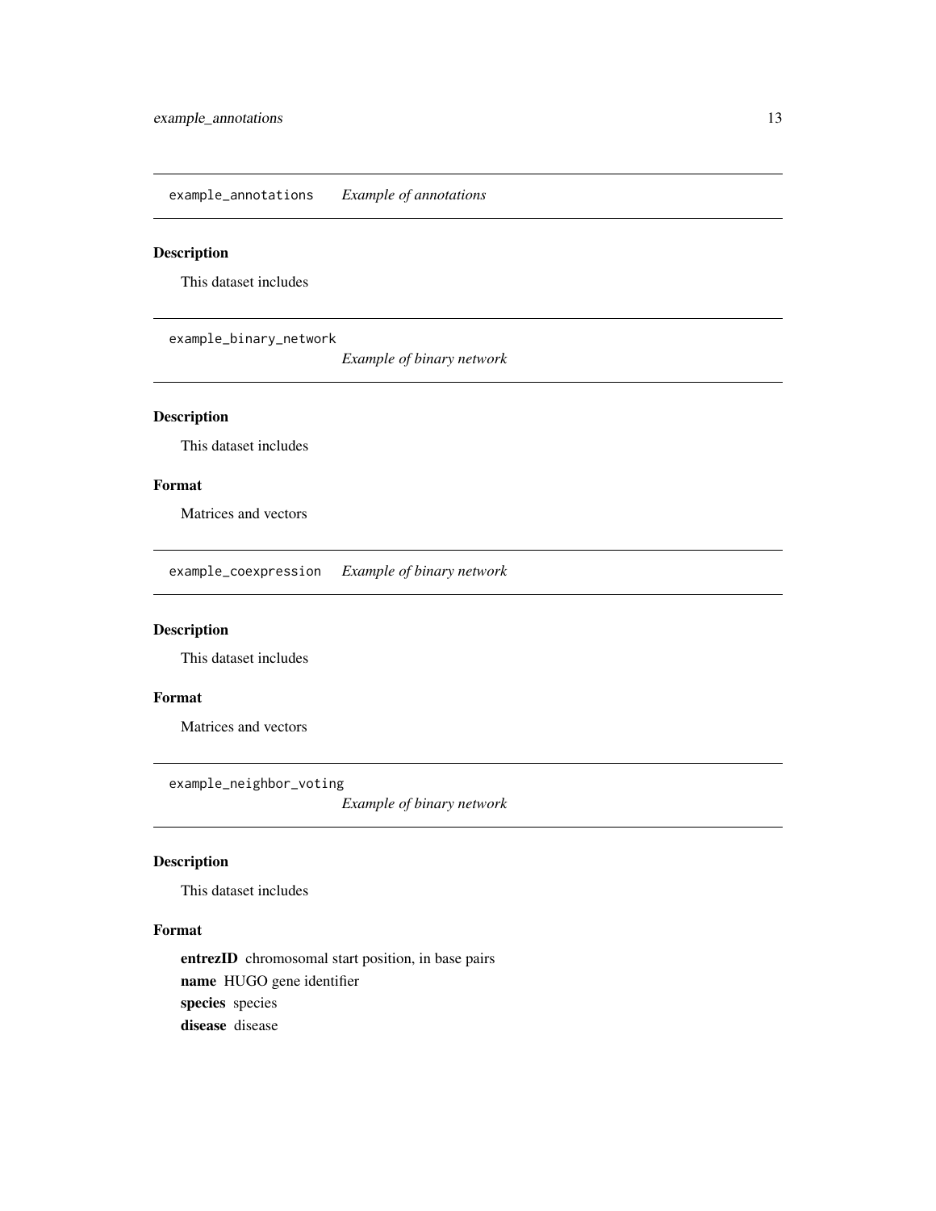## example_annotations *Example of annotations*

### Description

This dataset includes

## example_binary_network *Example of binary network*

### Description

This dataset includes

### Format

Matrices and vectors

## example_coexpression *Example of binary network*

### Description

This dataset includes

### Format

Matrices and vectors

## example_neighbor_voting *Example of binary network*

### Description

This dataset includes

### Format

**entrezID** chromosomal start position, in base pairs

**name** HUGO gene identifier

**species** species

**disease** disease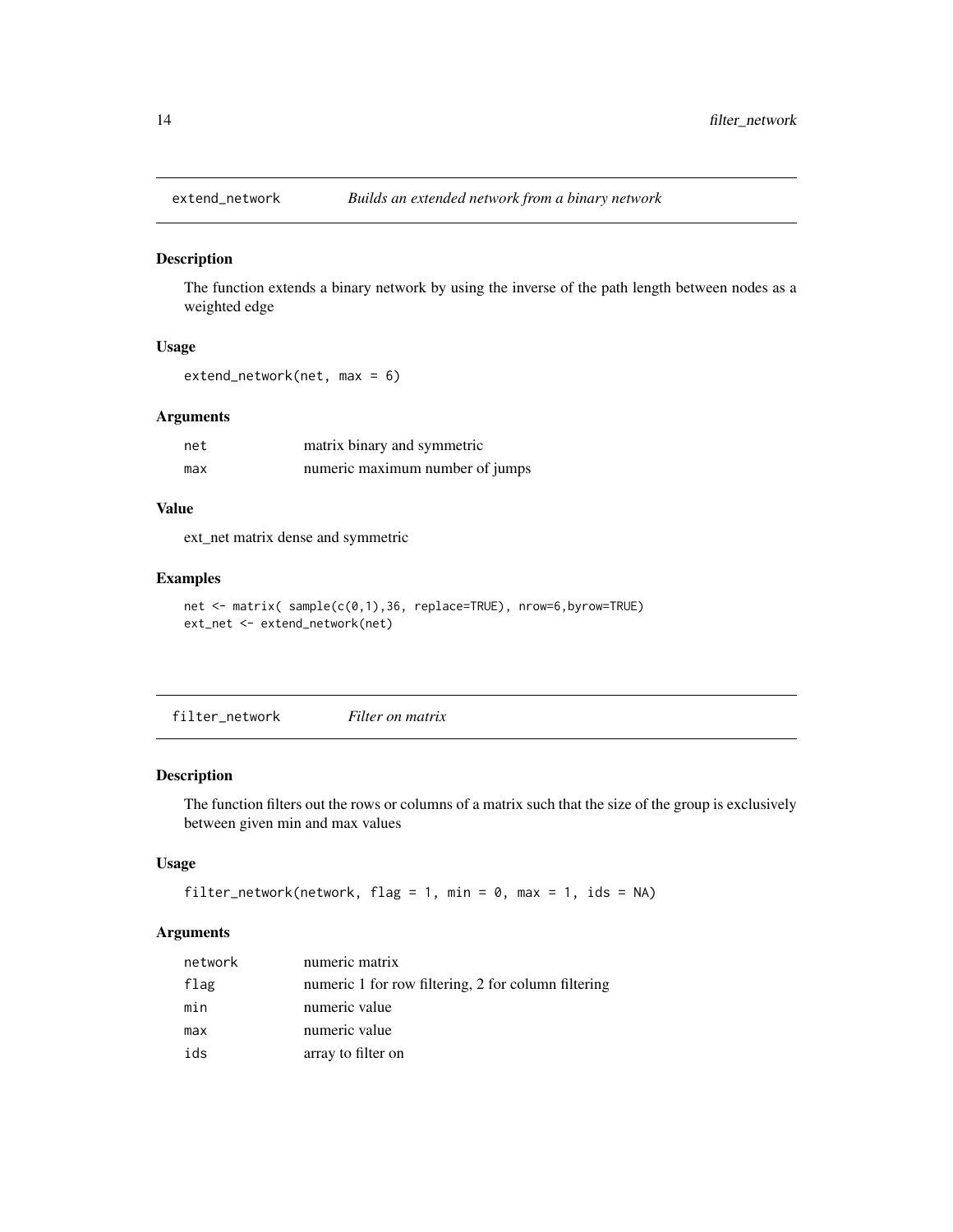## extend_network — *Builds an extended network from a binary network*

### Description

The function extends a binary network by using the inverse of the path length between nodes as a weighted edge

### Usage

```
extend_network(net, max = 6)
```

### Arguments

| | |
|---|---|
| net | matrix binary and symmetric |
| max | numeric maximum number of jumps |

### Value

ext_net matrix dense and symmetric

### Examples

```
net <- matrix( sample(c(0,1),36, replace=TRUE), nrow=6,byrow=TRUE)
ext_net <- extend_network(net)
```

## filter_network — *Filter on matrix*

### Description

The function filters out the rows or columns of a matrix such that the size of the group is exclusively between given min and max values

### Usage

```
filter_network(network, flag = 1, min = 0, max = 1, ids = NA)
```

### Arguments

| | |
|---|---|
| network | numeric matrix |
| flag | numeric 1 for row filtering, 2 for column filtering |
| min | numeric value |
| max | numeric value |
| ids | array to filter on |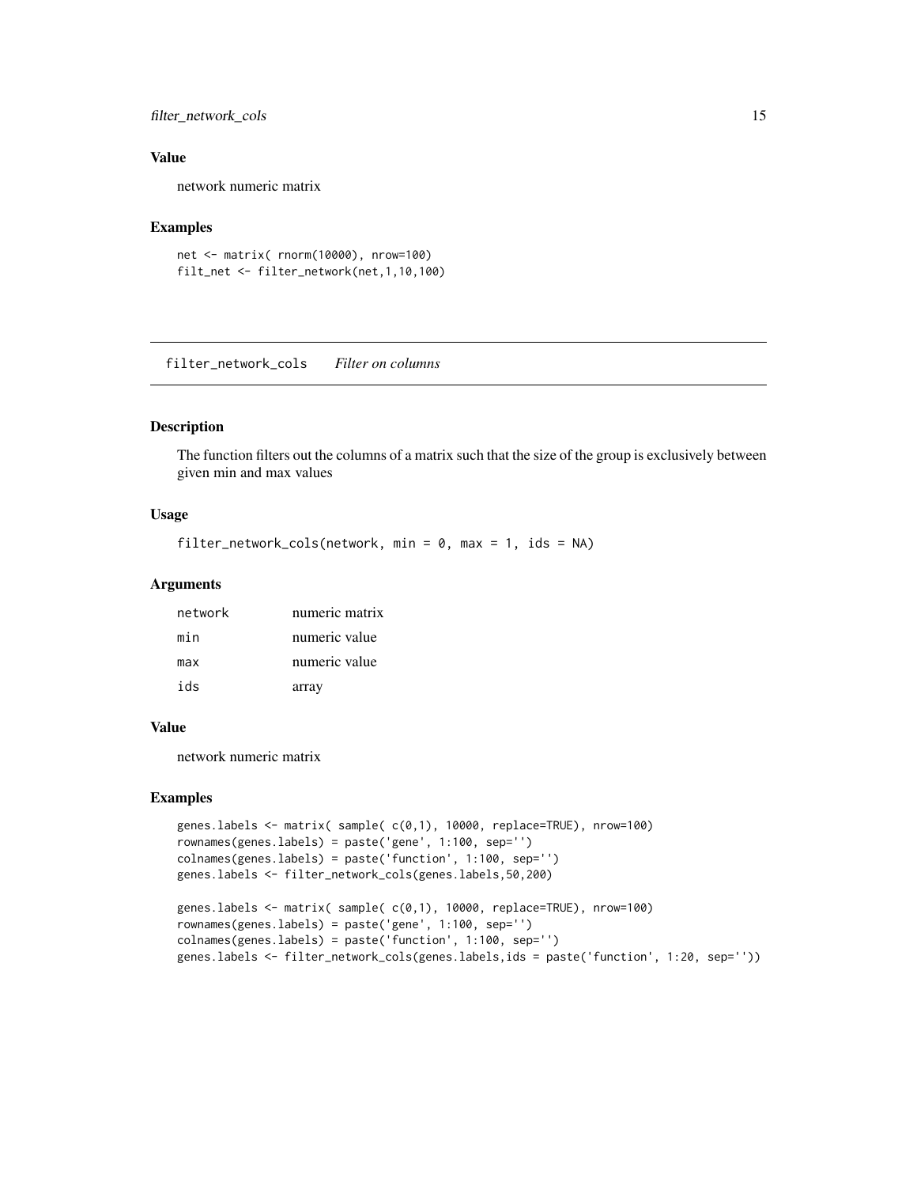### Value

network numeric matrix

### Examples

```
net <- matrix( rnorm(10000), nrow=100)
filt_net <- filter_network(net,1,10,100)
```

---

## filter_network_cols    *Filter on columns*

---

### Description

The function filters out the columns of a matrix such that the size of the group is exclusively between given min and max values

### Usage

```
filter_network_cols(network, min = 0, max = 1, ids = NA)
```

### Arguments

| | |
|---|---|
| network | numeric matrix |
| min | numeric value |
| max | numeric value |
| ids | array |

### Value

network numeric matrix

### Examples

```
genes.labels <- matrix( sample( c(0,1), 10000, replace=TRUE), nrow=100)
rownames(genes.labels) = paste('gene', 1:100, sep='')
colnames(genes.labels) = paste('function', 1:100, sep='')
genes.labels <- filter_network_cols(genes.labels,50,200)

genes.labels <- matrix( sample( c(0,1), 10000, replace=TRUE), nrow=100)
rownames(genes.labels) = paste('gene', 1:100, sep='')
colnames(genes.labels) = paste('function', 1:100, sep='')
genes.labels <- filter_network_cols(genes.labels,ids = paste('function', 1:20, sep=''))
```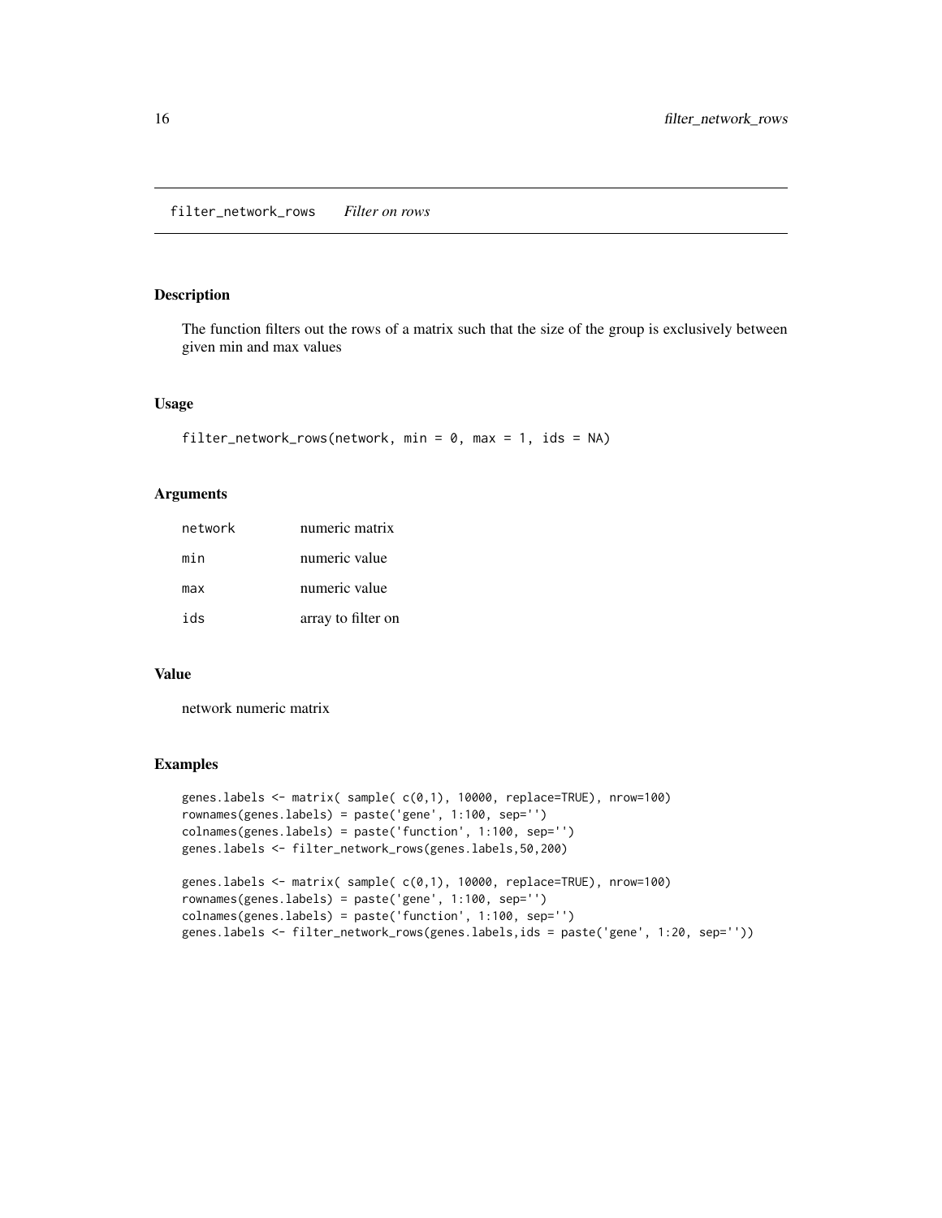## filter_network_rows *Filter on rows*

### Description

The function filters out the rows of a matrix such that the size of the group is exclusively between given min and max values

### Usage

```
filter_network_rows(network, min = 0, max = 1, ids = NA)
```

### Arguments

| | |
|---|---|
| network | numeric matrix |
| min | numeric value |
| max | numeric value |
| ids | array to filter on |

### Value

network numeric matrix

### Examples

```
genes.labels <- matrix( sample( c(0,1), 10000, replace=TRUE), nrow=100)
rownames(genes.labels) = paste('gene', 1:100, sep='')
colnames(genes.labels) = paste('function', 1:100, sep='')
genes.labels <- filter_network_rows(genes.labels,50,200)

genes.labels <- matrix( sample( c(0,1), 10000, replace=TRUE), nrow=100)
rownames(genes.labels) = paste('gene', 1:100, sep='')
colnames(genes.labels) = paste('function', 1:100, sep='')
genes.labels <- filter_network_rows(genes.labels,ids = paste('gene', 1:20, sep=''))
```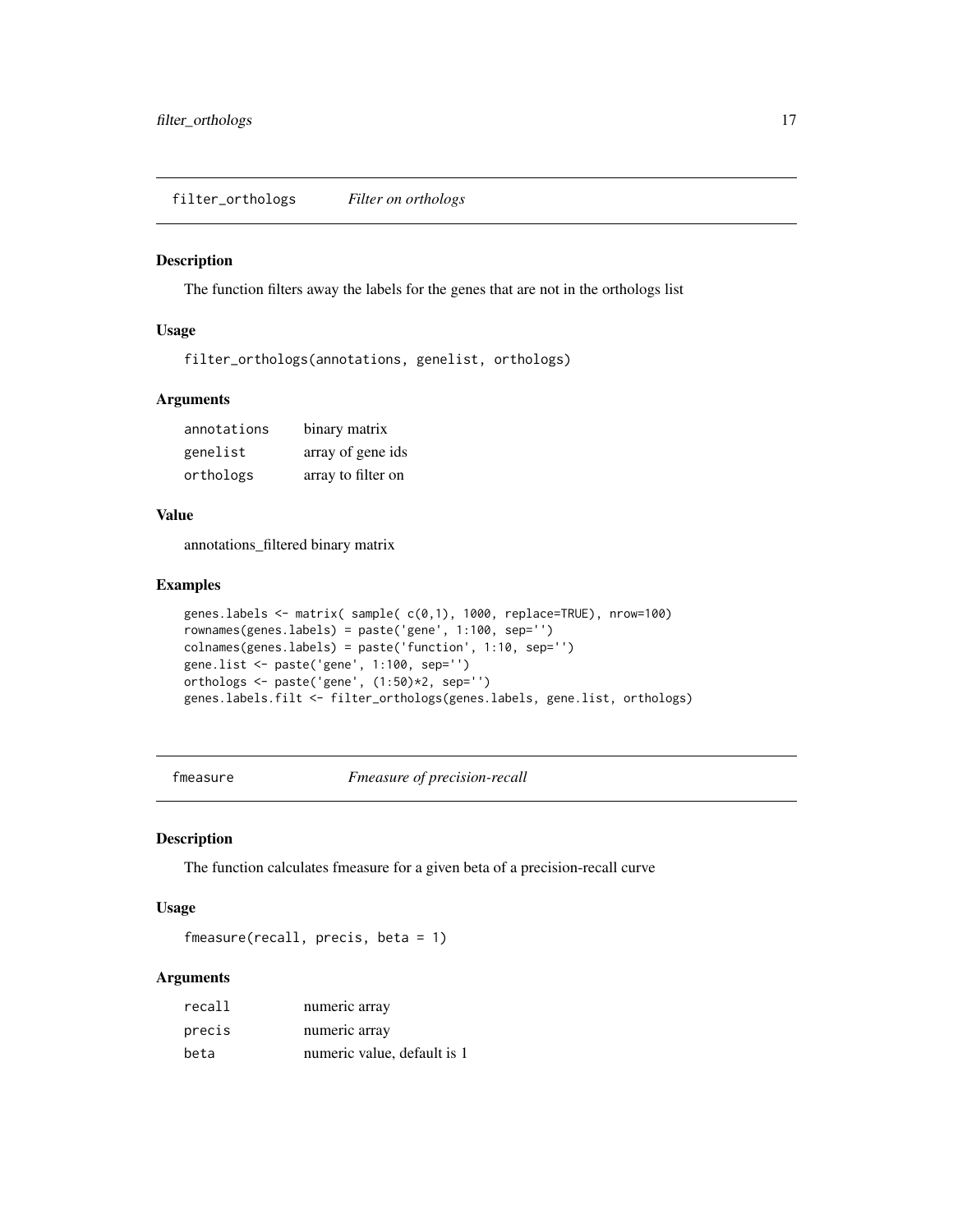## filter_orthologs *Filter on orthologs*

### Description

The function filters away the labels for the genes that are not in the orthologs list

### Usage

```
filter_orthologs(annotations, genelist, orthologs)
```

### Arguments

| | |
|---|---|
| annotations | binary matrix |
| genelist | array of gene ids |
| orthologs | array to filter on |

### Value

annotations_filtered binary matrix

### Examples

```
genes.labels <- matrix( sample( c(0,1), 1000, replace=TRUE), nrow=100)
rownames(genes.labels) = paste('gene', 1:100, sep='')
colnames(genes.labels) = paste('function', 1:10, sep='')
gene.list <- paste('gene', 1:100, sep='')
orthologs <- paste('gene', (1:50)*2, sep='')
genes.labels.filt <- filter_orthologs(genes.labels, gene.list, orthologs)
```

## fmeasure *Fmeasure of precision-recall*

### Description

The function calculates fmeasure for a given beta of a precision-recall curve

### Usage

```
fmeasure(recall, precis, beta = 1)
```

### Arguments

| | |
|---|---|
| recall | numeric array |
| precis | numeric array |
| beta | numeric value, default is 1 |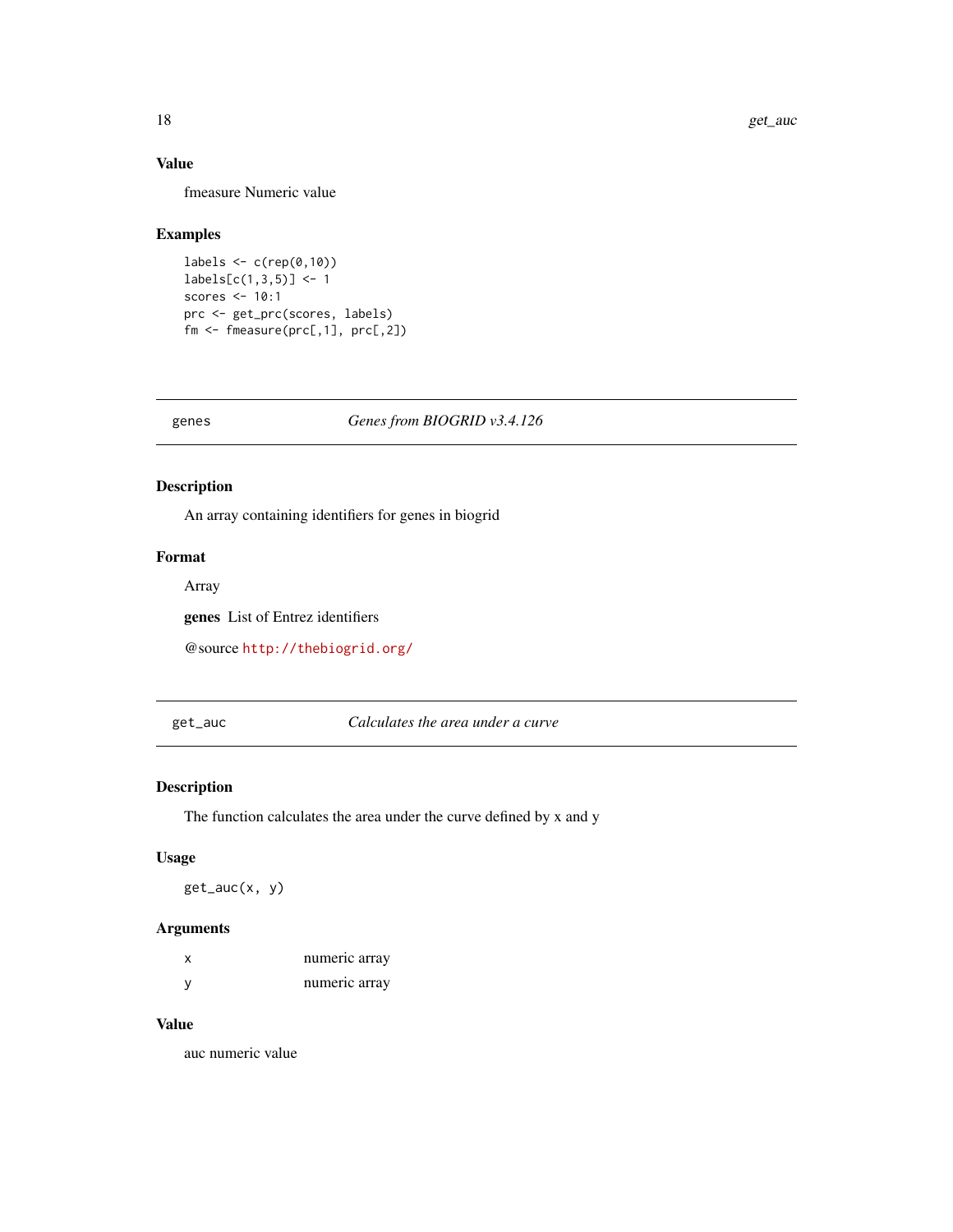### Value

fmeasure Numeric value

### Examples

```
labels <- c(rep(0,10))
labels[c(1,3,5)] <- 1
scores <- 10:1
prc <- get_prc(scores, labels)
fm <- fmeasure(prc[,1], prc[,2])
```

---

## genes — *Genes from BIOGRID v3.4.126*

---

### Description

An array containing identifiers for genes in biogrid

### Format

Array

**genes** List of Entrez identifiers

@source http://thebiogrid.org/

---

## get_auc — *Calculates the area under a curve*

---

### Description

The function calculates the area under the curve defined by x and y

### Usage

```
get_auc(x, y)
```

### Arguments

| | |
|---|---|
| x | numeric array |
| y | numeric array |

### Value

auc numeric value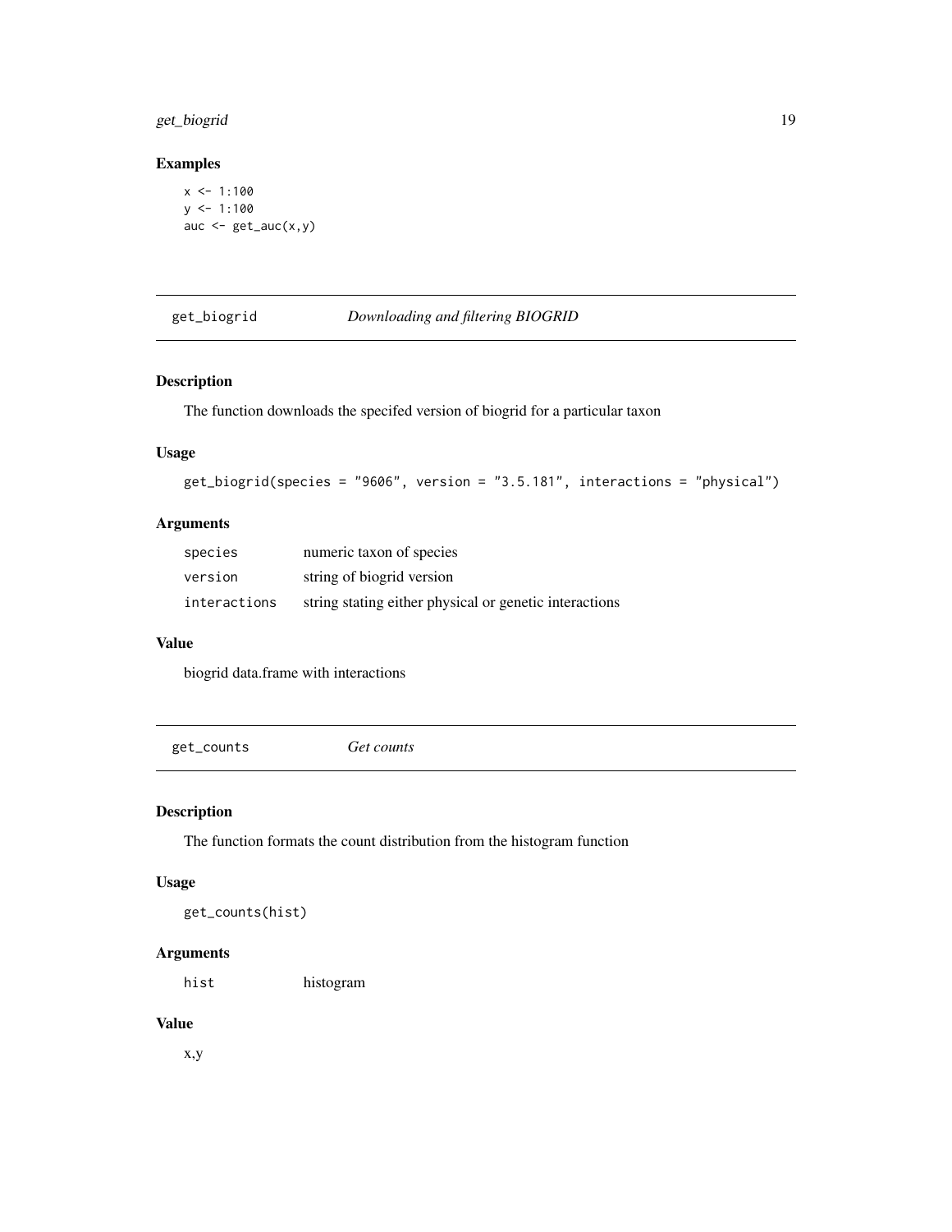## Examples

```
x <- 1:100
y <- 1:100
auc <- get_auc(x,y)
```

---

## get_biogrid *Downloading and filtering BIOGRID*

### Description

The function downloads the specifed version of biogrid for a particular taxon

### Usage

```
get_biogrid(species = "9606", version = "3.5.181", interactions = "physical")
```

### Arguments

| | |
|---|---|
| species | numeric taxon of species |
| version | string of biogrid version |
| interactions | string stating either physical or genetic interactions |

### Value

biogrid data.frame with interactions

---

## get_counts *Get counts*

### Description

The function formats the count distribution from the histogram function

### Usage

```
get_counts(hist)
```

### Arguments

| | |
|---|---|
| hist | histogram |

### Value

x,y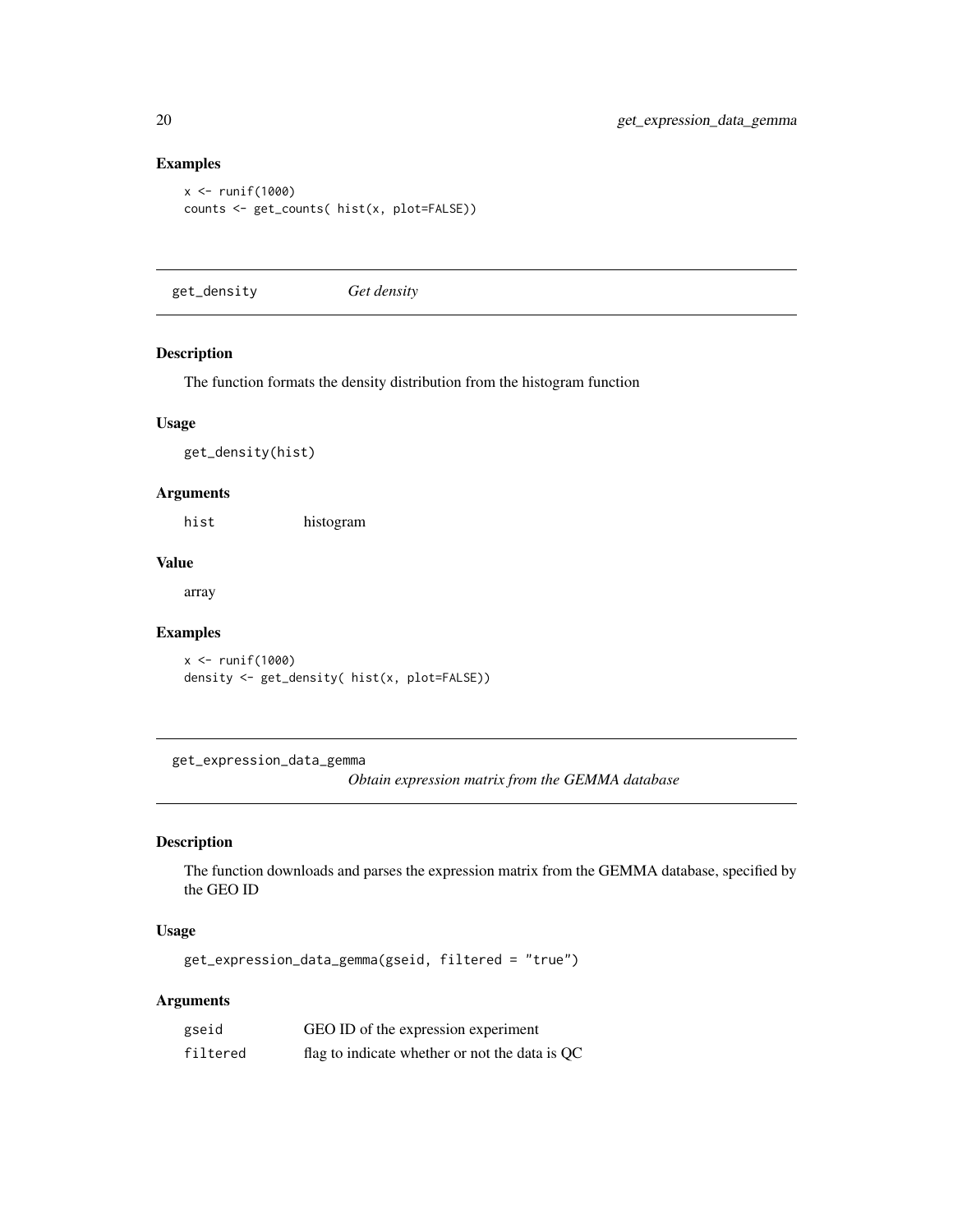### Examples

```
x <- runif(1000)
counts <- get_counts( hist(x, plot=FALSE))
```

---

## get_density    *Get density*

### Description

The function formats the density distribution from the histogram function

### Usage

```
get_density(hist)
```

### Arguments

| | |
|---|---|
| `hist` | histogram |

### Value

array

### Examples

```
x <- runif(1000)
density <- get_density( hist(x, plot=FALSE))
```

---

## get_expression_data_gemma    *Obtain expression matrix from the GEMMA database*

### Description

The function downloads and parses the expression matrix from the GEMMA database, specified by the GEO ID

### Usage

```
get_expression_data_gemma(gseid, filtered = "true")
```

### Arguments

| | |
|---|---|
| `gseid` | GEO ID of the expression experiment |
| `filtered` | flag to indicate whether or not the data is QC |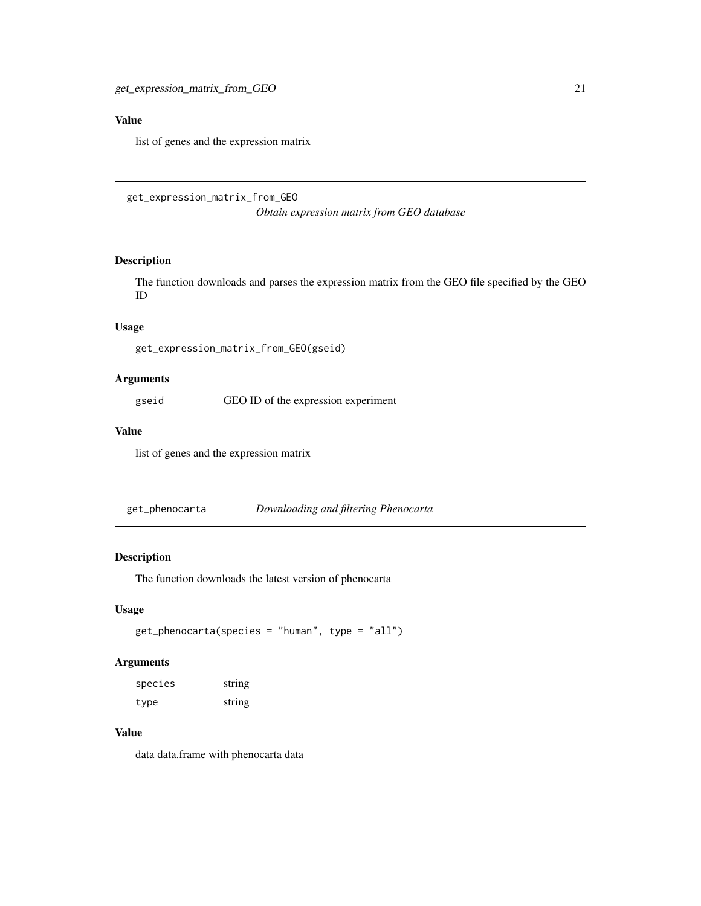### Value

list of genes and the expression matrix

---

## get_expression_matrix_from_GEO

*Obtain expression matrix from GEO database*

### Description

The function downloads and parses the expression matrix from the GEO file specified by the GEO ID

### Usage

```
get_expression_matrix_from_GEO(gseid)
```

### Arguments

| | |
|---|---|
| gseid | GEO ID of the expression experiment |

### Value

list of genes and the expression matrix

---

## get_phenocarta

*Downloading and filtering Phenocarta*

### Description

The function downloads the latest version of phenocarta

### Usage

```
get_phenocarta(species = "human", type = "all")
```

### Arguments

| | |
|---|---|
| species | string |
| type | string |

### Value

data data.frame with phenocarta data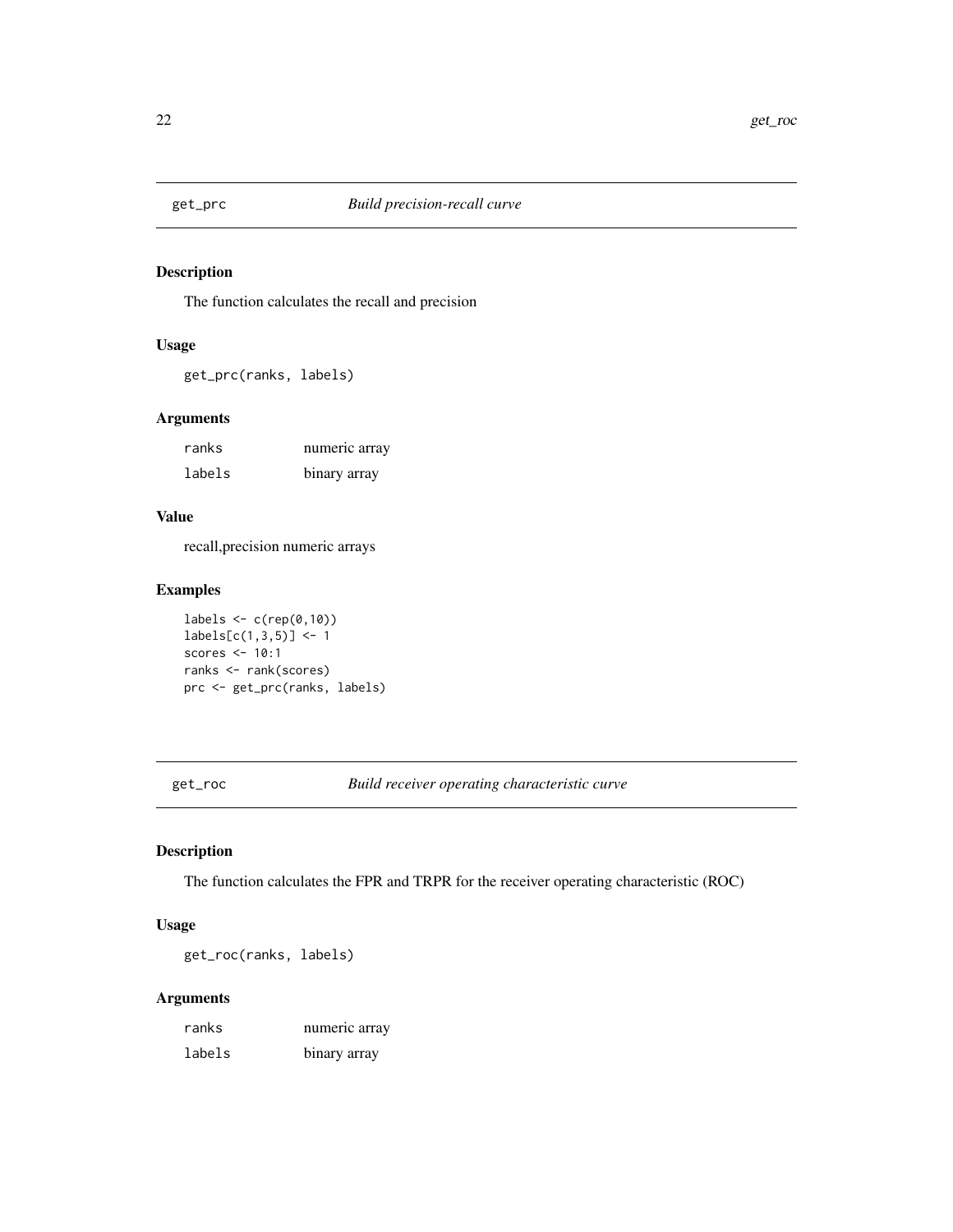## get_prc — *Build precision-recall curve*

### Description

The function calculates the recall and precision

### Usage

```
get_prc(ranks, labels)
```

### Arguments

| | |
|---|---|
| ranks | numeric array |
| labels | binary array |

### Value

recall,precision numeric arrays

### Examples

```
labels <- c(rep(0,10))
labels[c(1,3,5)] <- 1
scores <- 10:1
ranks <- rank(scores)
prc <- get_prc(ranks, labels)
```

## get_roc — *Build receiver operating characteristic curve*

### Description

The function calculates the FPR and TRPR for the receiver operating characteristic (ROC)

### Usage

```
get_roc(ranks, labels)
```

### Arguments

| | |
|---|---|
| ranks | numeric array |
| labels | binary array |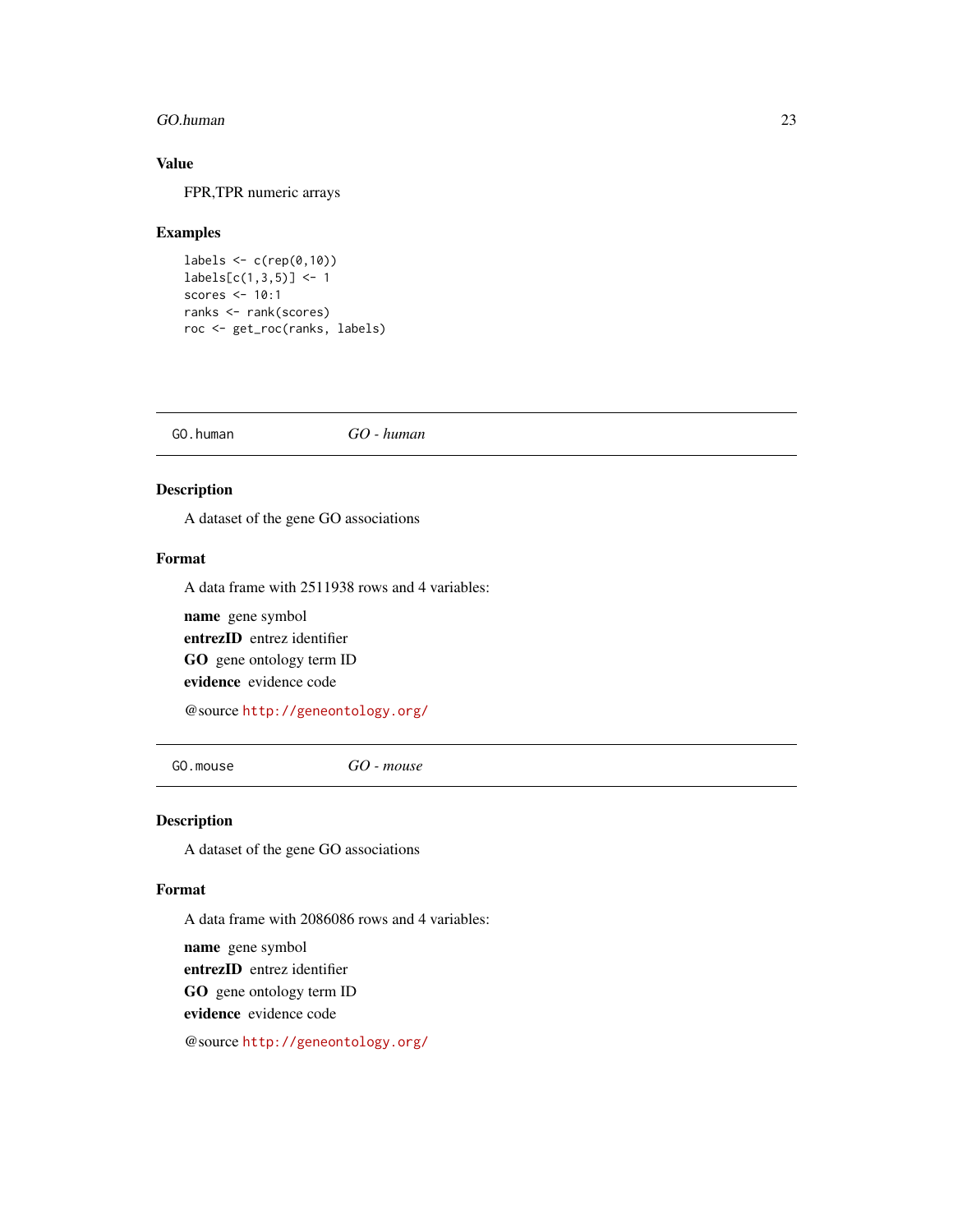### Value

FPR,TPR numeric arrays

### Examples

```
labels <- c(rep(0,10))
labels[c(1,3,5)] <- 1
scores <- 10:1
ranks <- rank(scores)
roc <- get_roc(ranks, labels)
```

---

## GO.human — *GO - human*

### Description

A dataset of the gene GO associations

### Format

A data frame with 2511938 rows and 4 variables:

**name** gene symbol

**entrezID** entrez identifier

**GO** gene ontology term ID

**evidence** evidence code

@source http://geneontology.org/

---

## GO.mouse — *GO - mouse*

### Description

A dataset of the gene GO associations

### Format

A data frame with 2086086 rows and 4 variables:

**name** gene symbol

**entrezID** entrez identifier

**GO** gene ontology term ID

**evidence** evidence code

@source http://geneontology.org/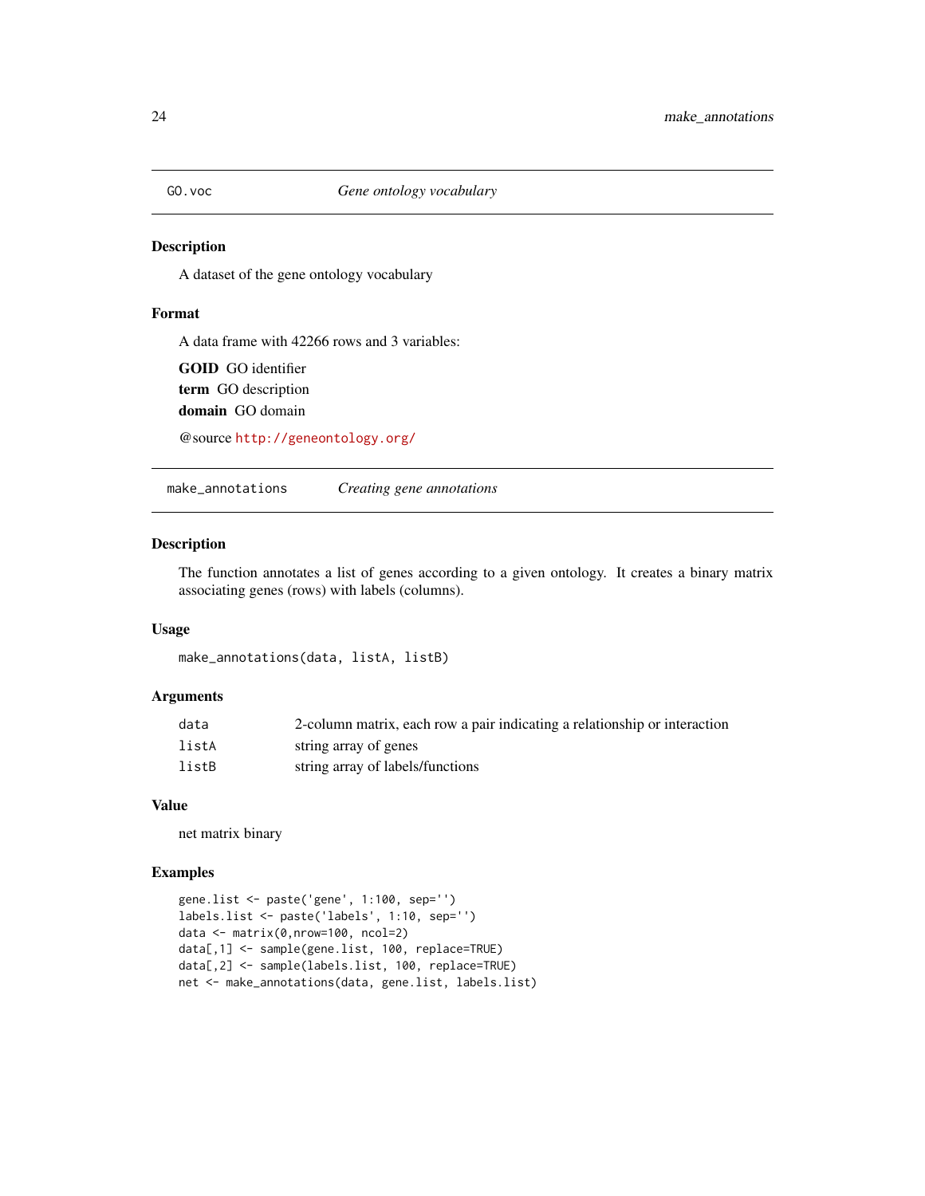## GO.voc — *Gene ontology vocabulary*

### Description

A dataset of the gene ontology vocabulary

### Format

A data frame with 42266 rows and 3 variables:

**GOID** GO identifier

**term** GO description

**domain** GO domain

@source http://geneontology.org/

## make_annotations — *Creating gene annotations*

### Description

The function annotates a list of genes according to a given ontology. It creates a binary matrix associating genes (rows) with labels (columns).

### Usage

```
make_annotations(data, listA, listB)
```

### Arguments

| | |
|---|---|
| data | 2-column matrix, each row a pair indicating a relationship or interaction |
| listA | string array of genes |
| listB | string array of labels/functions |

### Value

net matrix binary

### Examples

```
gene.list <- paste('gene', 1:100, sep='')
labels.list <- paste('labels', 1:10, sep='')
data <- matrix(0,nrow=100, ncol=2)
data[,1] <- sample(gene.list, 100, replace=TRUE)
data[,2] <- sample(labels.list, 100, replace=TRUE)
net <- make_annotations(data, gene.list, labels.list)
```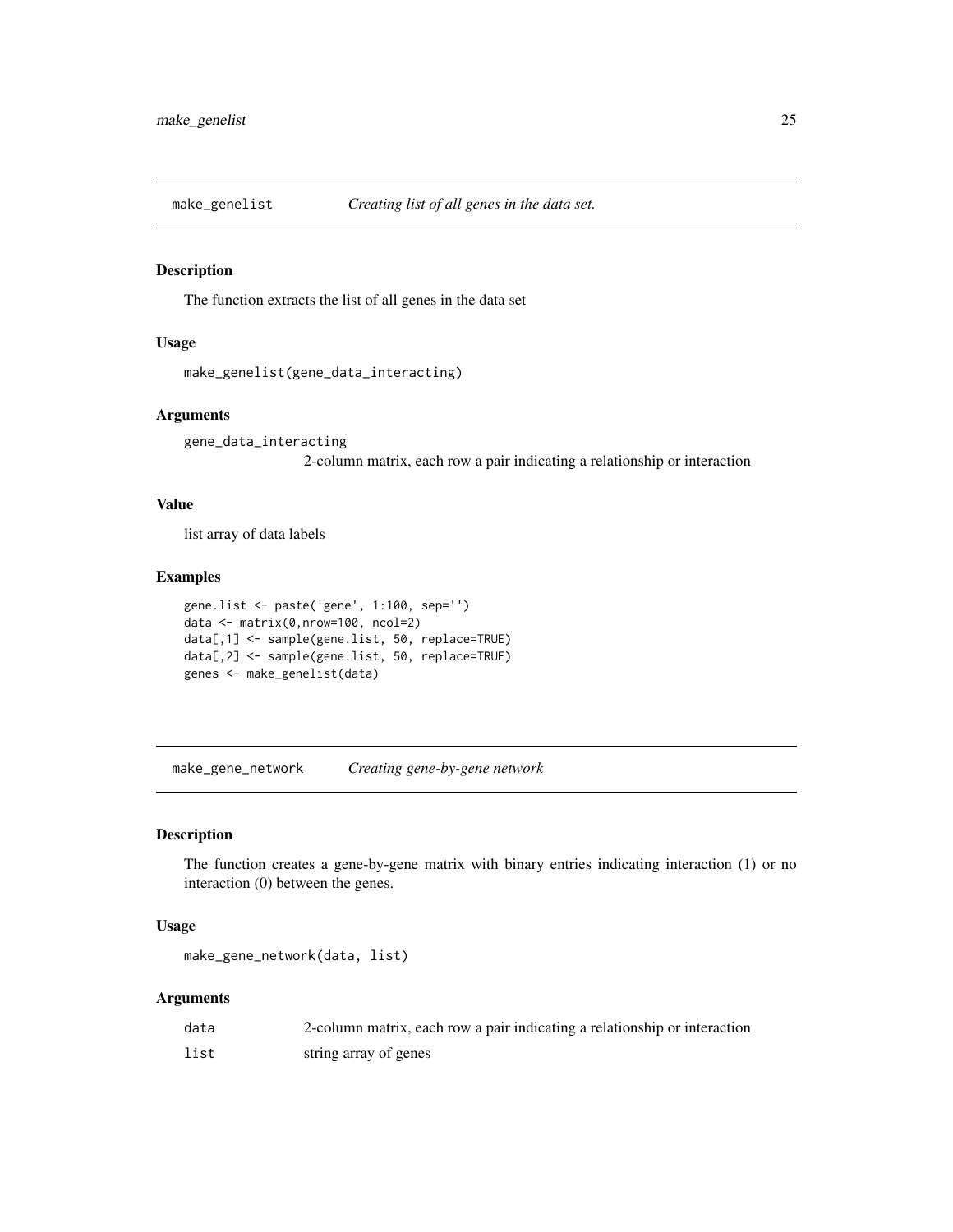## make_genelist — *Creating list of all genes in the data set.*

### Description

The function extracts the list of all genes in the data set

### Usage

```
make_genelist(gene_data_interacting)
```

### Arguments

| | |
|---|---|
| gene_data_interacting | 2-column matrix, each row a pair indicating a relationship or interaction |

### Value

list array of data labels

### Examples

```
gene.list <- paste('gene', 1:100, sep='')
data <- matrix(0,nrow=100, ncol=2)
data[,1] <- sample(gene.list, 50, replace=TRUE)
data[,2] <- sample(gene.list, 50, replace=TRUE)
genes <- make_genelist(data)
```

## make_gene_network — *Creating gene-by-gene network*

### Description

The function creates a gene-by-gene matrix with binary entries indicating interaction (1) or no interaction (0) between the genes.

### Usage

```
make_gene_network(data, list)
```

### Arguments

| | |
|---|---|
| data | 2-column matrix, each row a pair indicating a relationship or interaction |
| list | string array of genes |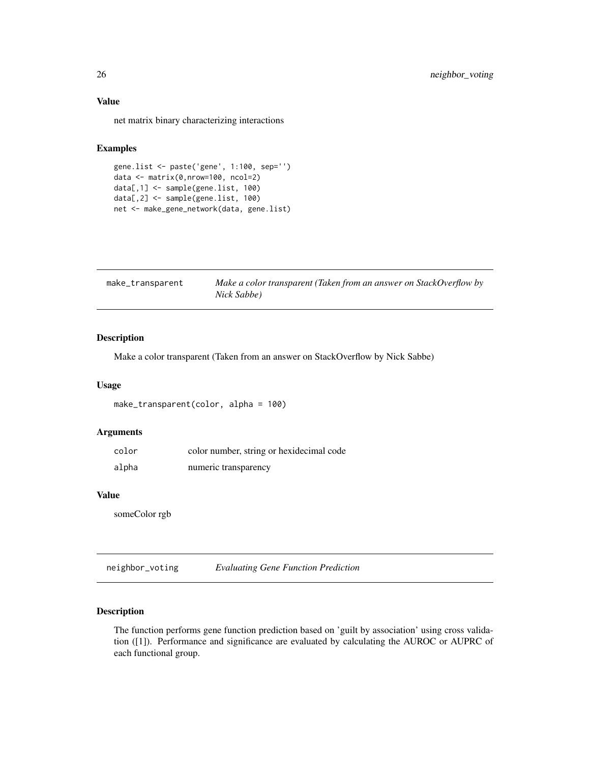### Value

net matrix binary characterizing interactions

### Examples

```
gene.list <- paste('gene', 1:100, sep='')
data <- matrix(0,nrow=100, ncol=2)
data[,1] <- sample(gene.list, 100)
data[,2] <- sample(gene.list, 100)
net <- make_gene_network(data, gene.list)
```

---

## make_transparent *Make a color transparent (Taken from an answer on StackOverflow by Nick Sabbe)*

### Description

Make a color transparent (Taken from an answer on StackOverflow by Nick Sabbe)

### Usage

```
make_transparent(color, alpha = 100)
```

### Arguments

| | |
|---|---|
| color | color number, string or hexidecimal code |
| alpha | numeric transparency |

### Value

someColor rgb

---

## neighbor_voting *Evaluating Gene Function Prediction*

### Description

The function performs gene function prediction based on 'guilt by association' using cross validation ([1]). Performance and significance are evaluated by calculating the AUROC or AUPRC of each functional group.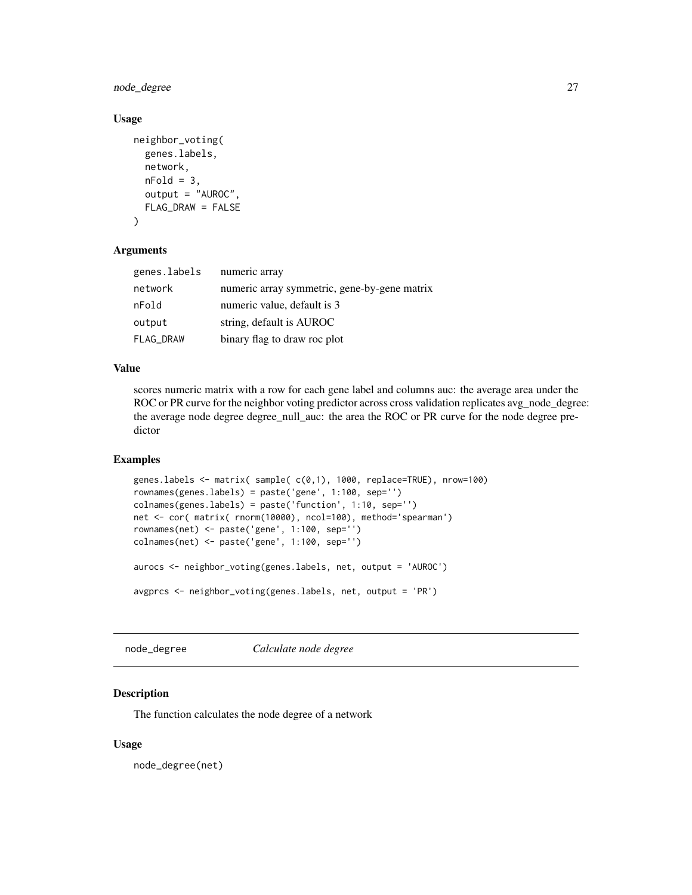### Usage

```
neighbor_voting(
  genes.labels,
  network,
  nFold = 3,
  output = "AUROC",
  FLAG_DRAW = FALSE
)
```

### Arguments

| | |
|---|---|
| genes.labels | numeric array |
| network | numeric array symmetric, gene-by-gene matrix |
| nFold | numeric value, default is 3 |
| output | string, default is AUROC |
| FLAG_DRAW | binary flag to draw roc plot |

### Value

scores numeric matrix with a row for each gene label and columns auc: the average area under the ROC or PR curve for the neighbor voting predictor across cross validation replicates avg_node_degree: the average node degree degree_null_auc: the area the ROC or PR curve for the node degree predictor

### Examples

```
genes.labels <- matrix( sample( c(0,1), 1000, replace=TRUE), nrow=100)
rownames(genes.labels) = paste('gene', 1:100, sep='')
colnames(genes.labels) = paste('function', 1:10, sep='')
net <- cor( matrix( rnorm(10000), ncol=100), method='spearman')
rownames(net) <- paste('gene', 1:100, sep='')
colnames(net) <- paste('gene', 1:100, sep='')

aurocs <- neighbor_voting(genes.labels, net, output = 'AUROC')

avgprcs <- neighbor_voting(genes.labels, net, output = 'PR')
```

---

## node_degree *Calculate node degree*

### Description

The function calculates the node degree of a network

### Usage

```
node_degree(net)
```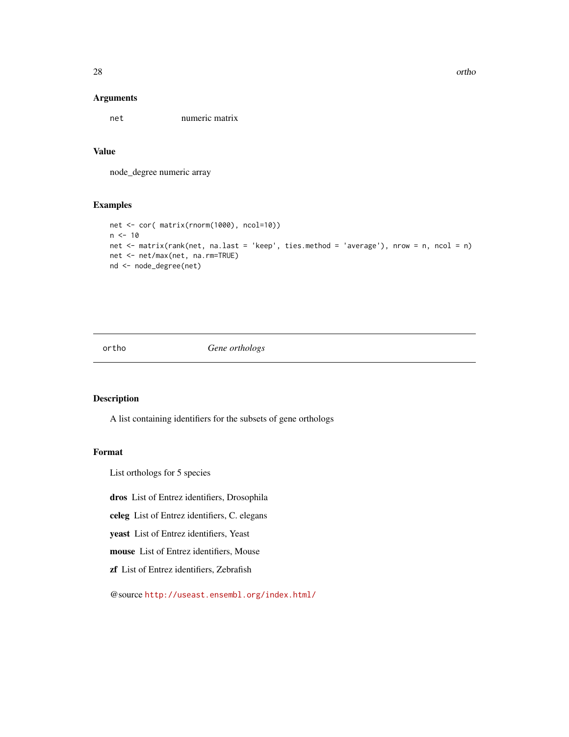### Arguments

| | |
|---|---|
| `net` | numeric matrix |

### Value

node_degree numeric array

### Examples

```
net <- cor( matrix(rnorm(1000), ncol=10))
n <- 10
net <- matrix(rank(net, na.last = 'keep', ties.method = 'average'), nrow = n, ncol = n)
net <- net/max(net, na.rm=TRUE)
nd <- node_degree(net)
```

---

## `ortho` *Gene orthologs*

---

### Description

A list containing identifiers for the subsets of gene orthologs

### Format

List orthologs for 5 species

**dros** List of Entrez identifiers, Drosophila

**celeg** List of Entrez identifiers, C. elegans

**yeast** List of Entrez identifiers, Yeast

**mouse** List of Entrez identifiers, Mouse

**zf** List of Entrez identifiers, Zebrafish

@source http://useast.ensembl.org/index.html/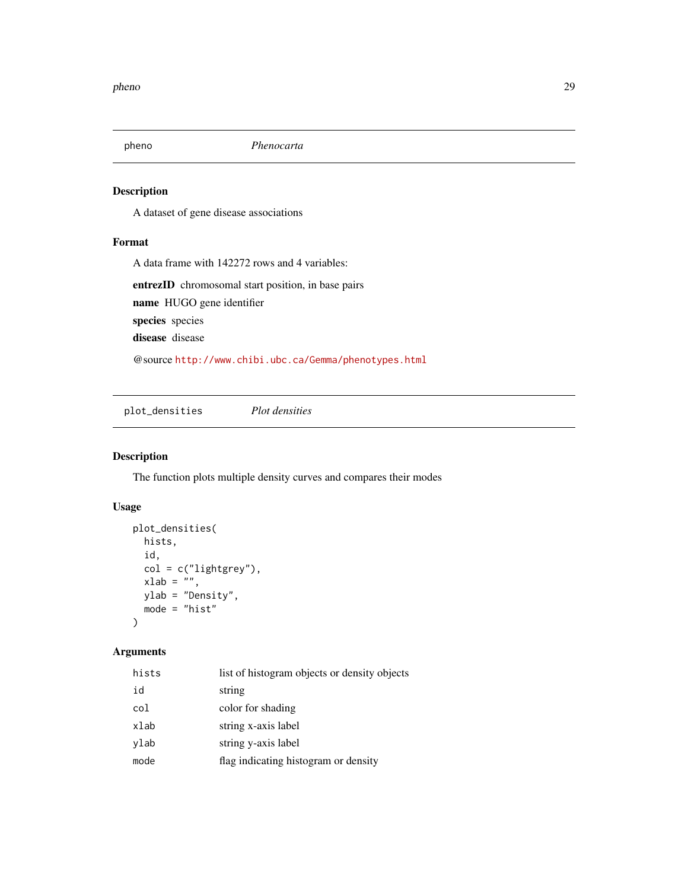## pheno — *Phenocarta*

### Description

A dataset of gene disease associations

### Format

A data frame with 142272 rows and 4 variables:

**entrezID** chromosomal start position, in base pairs

**name** HUGO gene identifier

**species** species

**disease** disease

@source http://www.chibi.ubc.ca/Gemma/phenotypes.html

## plot_densities — *Plot densities*

### Description

The function plots multiple density curves and compares their modes

### Usage

```
plot_densities(
  hists,
  id,
  col = c("lightgrey"),
  xlab = "",
  ylab = "Density",
  mode = "hist"
)
```

### Arguments

| | |
|---|---|
| hists | list of histogram objects or density objects |
| id | string |
| col | color for shading |
| xlab | string x-axis label |
| ylab | string y-axis label |
| mode | flag indicating histogram or density |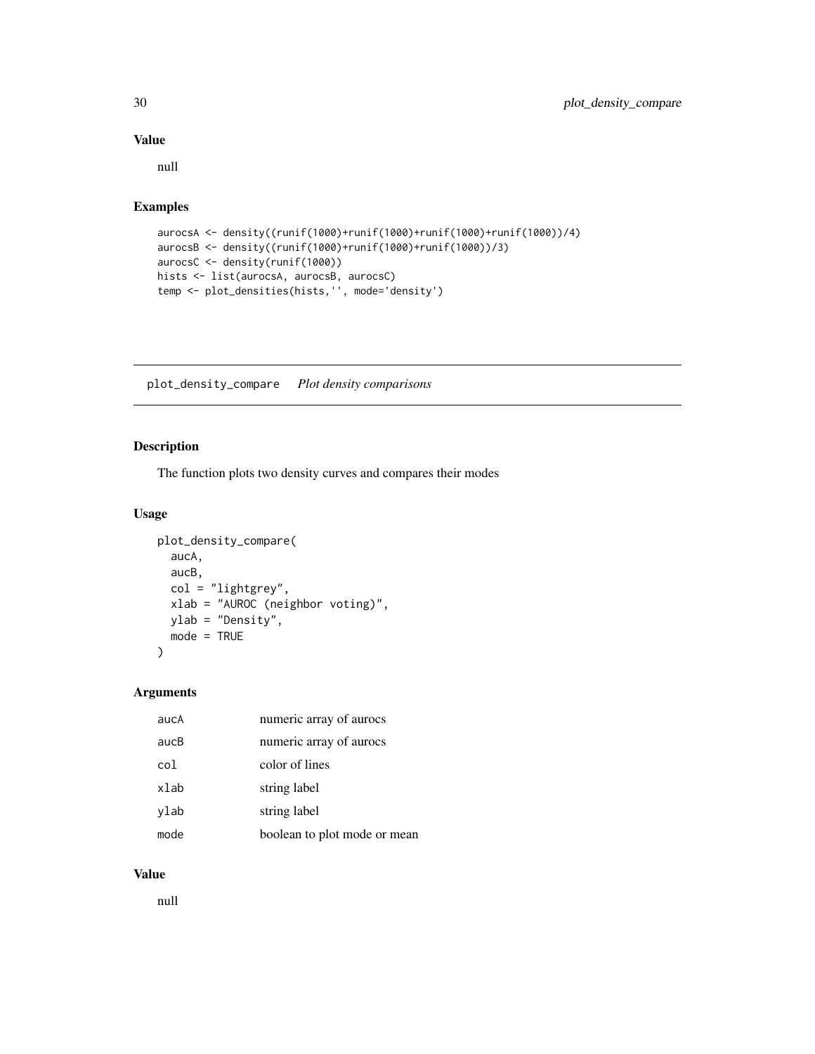## Value

null

## Examples

```
aurocsA <- density((runif(1000)+runif(1000)+runif(1000)+runif(1000))/4)
aurocsB <- density((runif(1000)+runif(1000)+runif(1000))/3)
aurocsC <- density(runif(1000))
hists <- list(aurocsA, aurocsB, aurocsC)
temp <- plot_densities(hists,'', mode='density')
```

---

# plot_density_compare *Plot density comparisons*

## Description

The function plots two density curves and compares their modes

## Usage

```
plot_density_compare(
  aucA,
  aucB,
  col = "lightgrey",
  xlab = "AUROC (neighbor voting)",
  ylab = "Density",
  mode = TRUE
)
```

## Arguments

| | |
|---|---|
| aucA | numeric array of aurocs |
| aucB | numeric array of aurocs |
| col | color of lines |
| xlab | string label |
| ylab | string label |
| mode | boolean to plot mode or mean |

## Value

null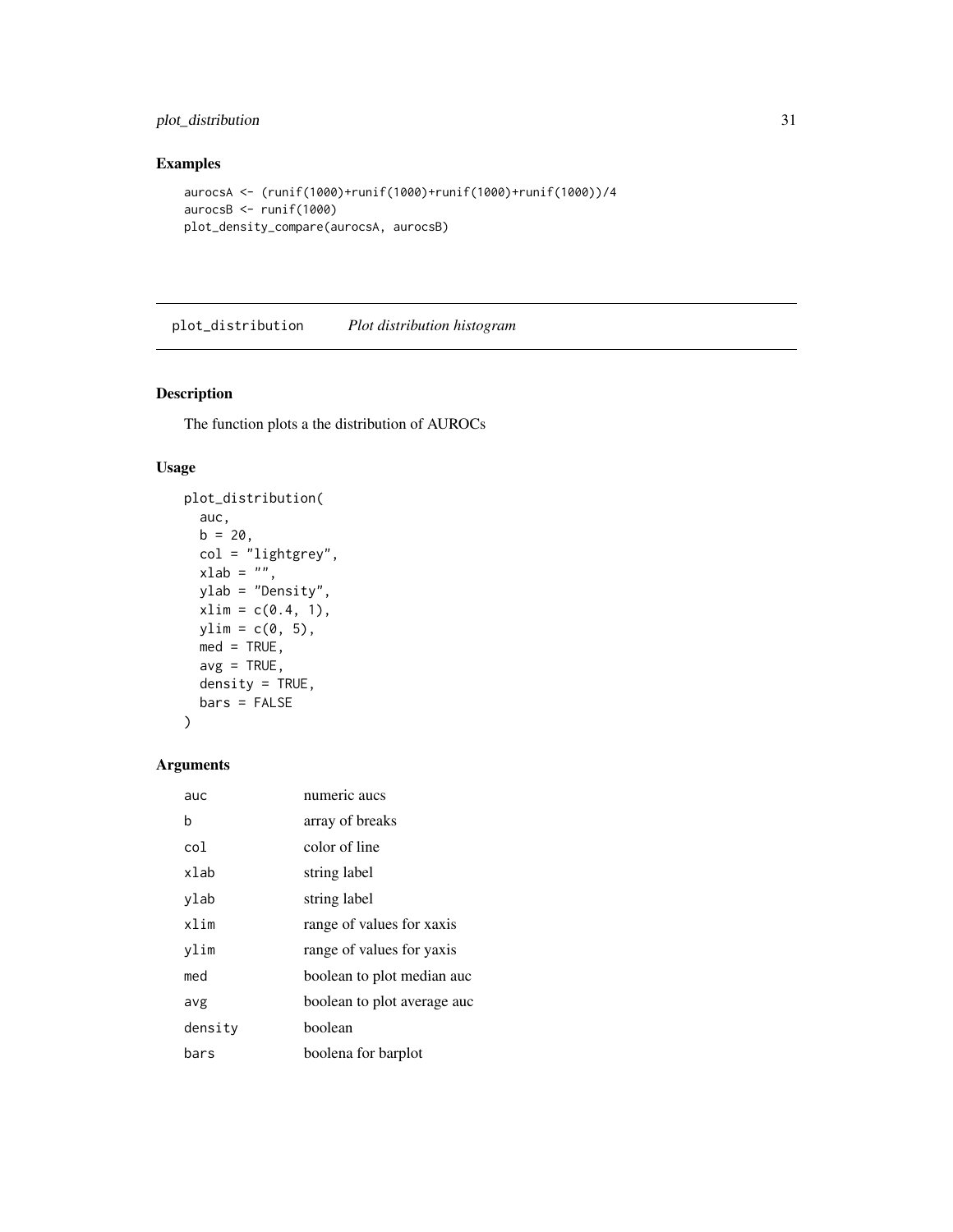## Examples

```
aurocsA <- (runif(1000)+runif(1000)+runif(1000)+runif(1000))/4
aurocsB <- runif(1000)
plot_density_compare(aurocsA, aurocsB)
```

---

# plot_distribution *Plot distribution histogram*

---

## Description

The function plots a the distribution of AUROCs

## Usage

```
plot_distribution(
  auc,
  b = 20,
  col = "lightgrey",
  xlab = "",
  ylab = "Density",
  xlim = c(0.4, 1),
  ylim = c(0, 5),
  med = TRUE,
  avg = TRUE,
  density = TRUE,
  bars = FALSE
)
```

## Arguments

| | |
|---|---|
| auc | numeric aucs |
| b | array of breaks |
| col | color of line |
| xlab | string label |
| ylab | string label |
| xlim | range of values for xaxis |
| ylim | range of values for yaxis |
| med | boolean to plot median auc |
| avg | boolean to plot average auc |
| density | boolean |
| bars | boolena for barplot |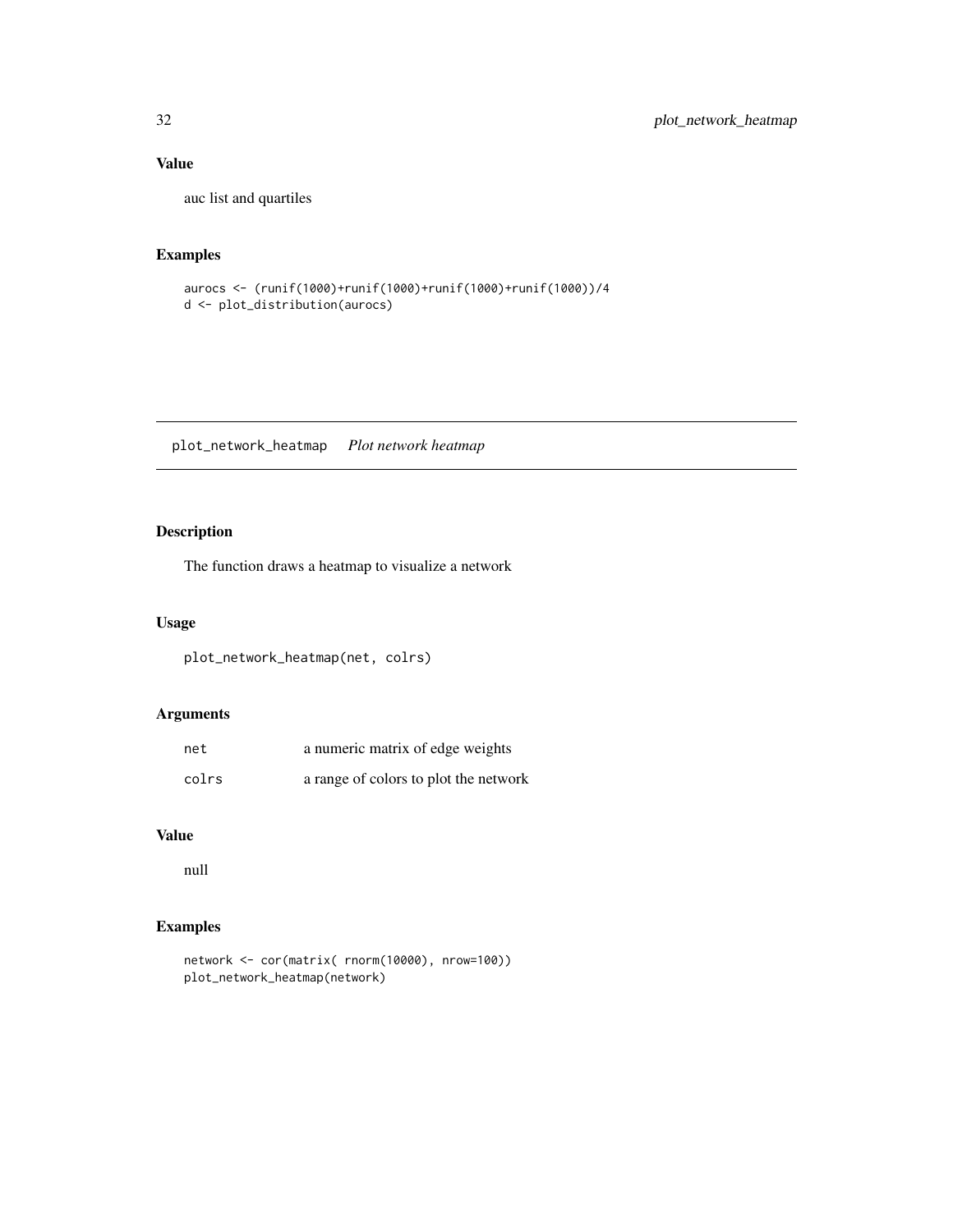## Value

auc list and quartiles

## Examples

```
aurocs <- (runif(1000)+runif(1000)+runif(1000)+runif(1000))/4
d <- plot_distribution(aurocs)
```

---

# plot_network_heatmap *Plot network heatmap*

## Description

The function draws a heatmap to visualize a network

## Usage

```
plot_network_heatmap(net, colrs)
```

## Arguments

| | |
|---|---|
| net | a numeric matrix of edge weights |
| colrs | a range of colors to plot the network |

## Value

null

## Examples

```
network <- cor(matrix( rnorm(10000), nrow=100))
plot_network_heatmap(network)
```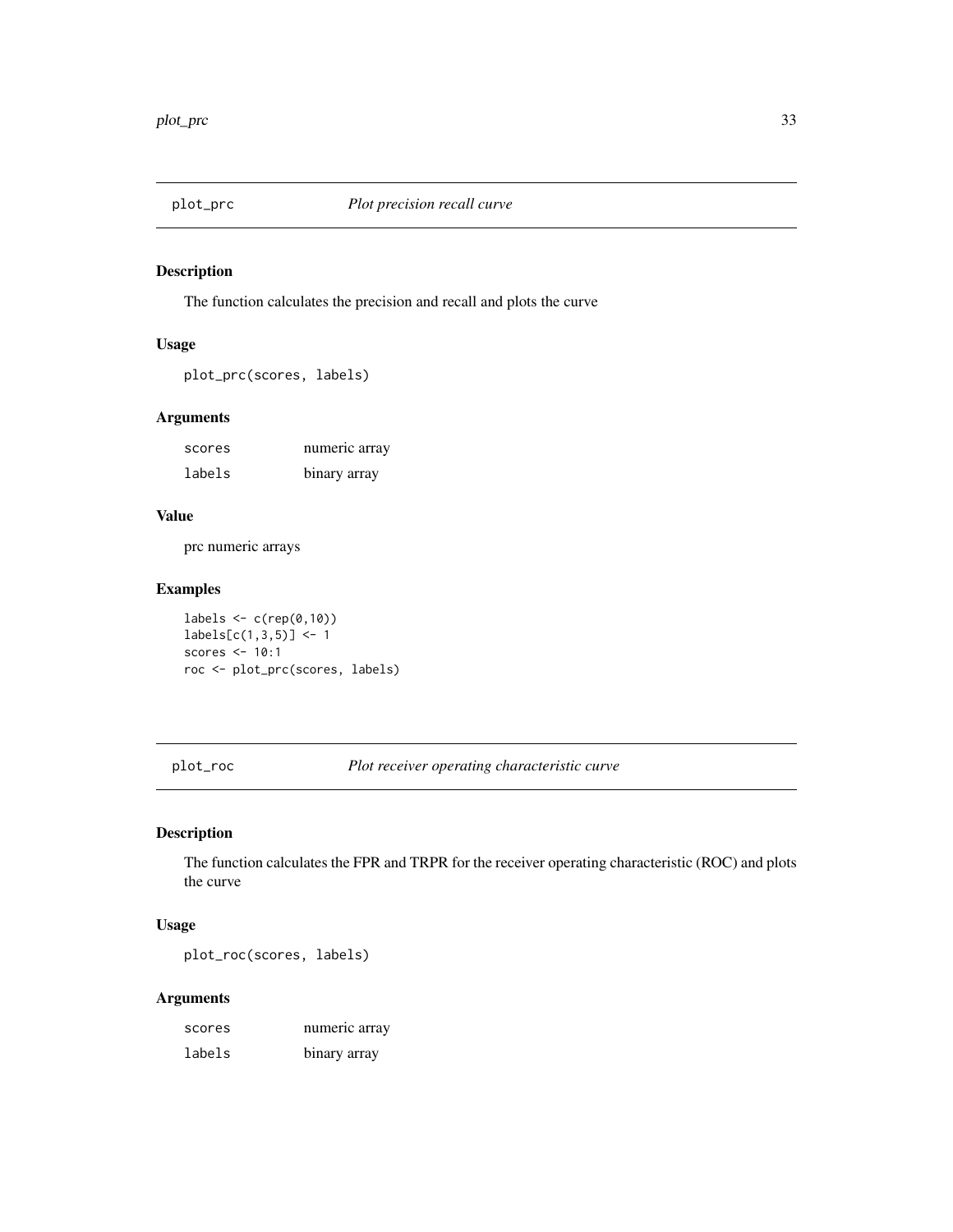## plot_prc *Plot precision recall curve*

### Description

The function calculates the precision and recall and plots the curve

### Usage

```
plot_prc(scores, labels)
```

### Arguments

| | |
|---|---|
| scores | numeric array |
| labels | binary array |

### Value

prc numeric arrays

### Examples

```
labels <- c(rep(0,10))
labels[c(1,3,5)] <- 1
scores <- 10:1
roc <- plot_prc(scores, labels)
```

## plot_roc *Plot receiver operating characteristic curve*

### Description

The function calculates the FPR and TRPR for the receiver operating characteristic (ROC) and plots the curve

### Usage

```
plot_roc(scores, labels)
```

### Arguments

| | |
|---|---|
| scores | numeric array |
| labels | binary array |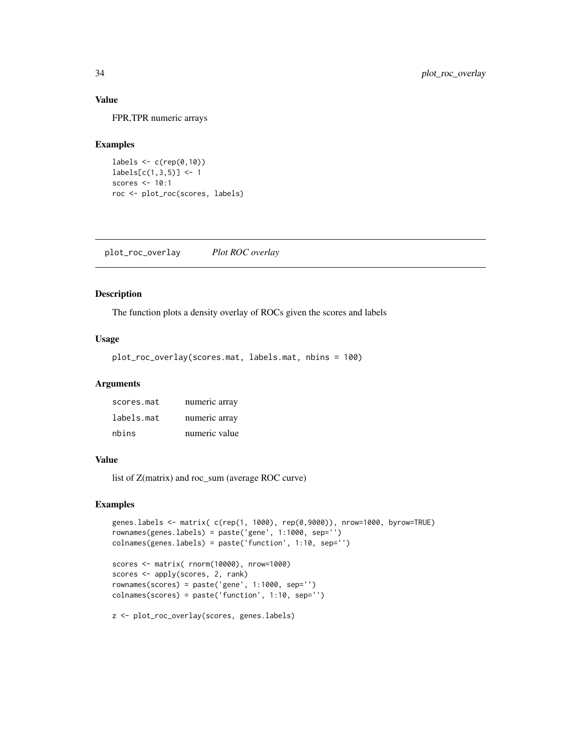### Value

FPR,TPR numeric arrays

### Examples

```
labels <- c(rep(0,10))
labels[c(1,3,5)] <- 1
scores <- 10:1
roc <- plot_roc(scores, labels)
```

## plot_roc_overlay *Plot ROC overlay*

### Description

The function plots a density overlay of ROCs given the scores and labels

### Usage

```
plot_roc_overlay(scores.mat, labels.mat, nbins = 100)
```

### Arguments

| | |
|---|---|
| scores.mat | numeric array |
| labels.mat | numeric array |
| nbins | numeric value |

### Value

list of Z(matrix) and roc_sum (average ROC curve)

### Examples

```
genes.labels <- matrix( c(rep(1, 1000), rep(0,9000)), nrow=1000, byrow=TRUE)
rownames(genes.labels) = paste('gene', 1:1000, sep='')
colnames(genes.labels) = paste('function', 1:10, sep='')

scores <- matrix( rnorm(10000), nrow=1000)
scores <- apply(scores, 2, rank)
rownames(scores) = paste('gene', 1:1000, sep='')
colnames(scores) = paste('function', 1:10, sep='')

z <- plot_roc_overlay(scores, genes.labels)
```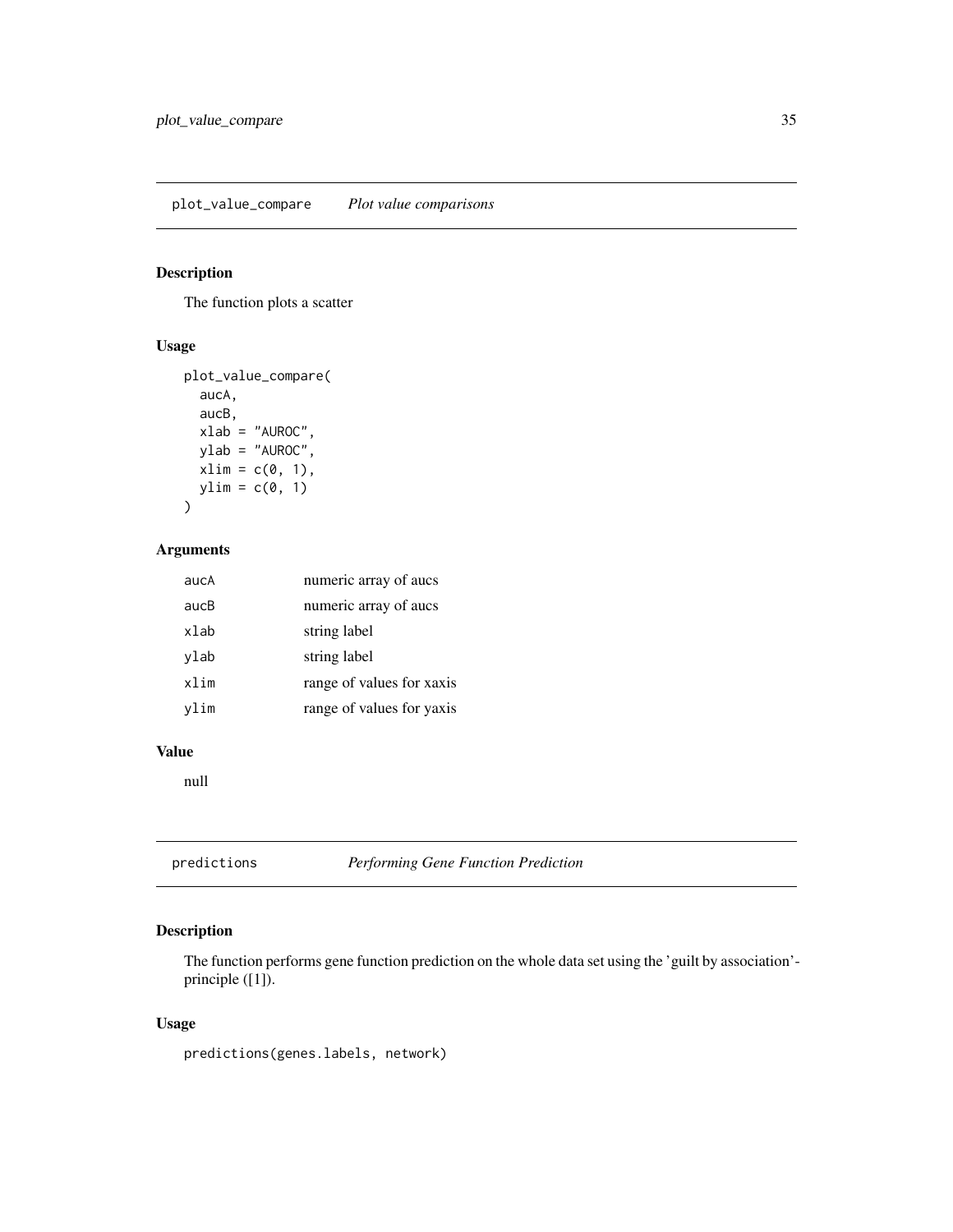## plot_value_compare *Plot value comparisons*

### Description

The function plots a scatter

### Usage

```
plot_value_compare(
  aucA,
  aucB,
  xlab = "AUROC",
  ylab = "AUROC",
  xlim = c(0, 1),
  ylim = c(0, 1)
)
```

### Arguments

| | |
|---|---|
| aucA | numeric array of aucs |
| aucB | numeric array of aucs |
| xlab | string label |
| ylab | string label |
| xlim | range of values for xaxis |
| ylim | range of values for yaxis |

### Value

null

## predictions *Performing Gene Function Prediction*

### Description

The function performs gene function prediction on the whole data set using the 'guilt by association'-principle ([1]).

### Usage

```
predictions(genes.labels, network)
```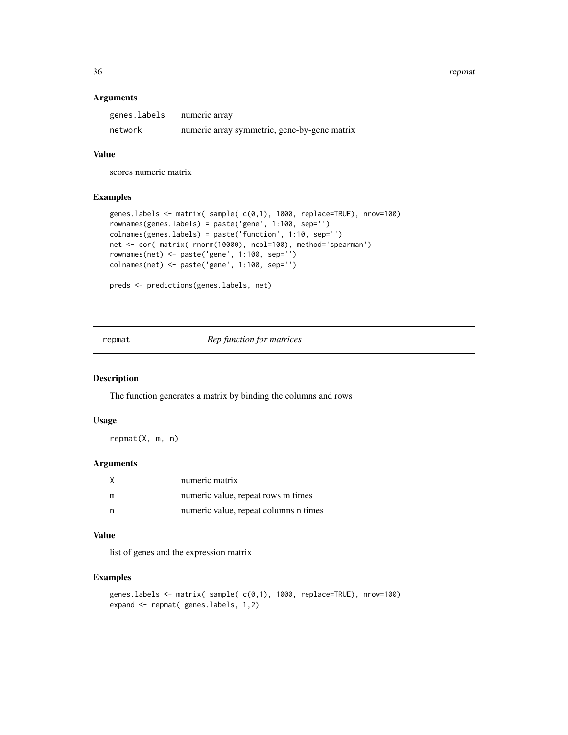### Arguments

| | |
|---|---|
| `genes.labels` | numeric array |
| `network` | numeric array symmetric, gene-by-gene matrix |

### Value

scores numeric matrix

### Examples

```
genes.labels <- matrix( sample( c(0,1), 1000, replace=TRUE), nrow=100)
rownames(genes.labels) = paste('gene', 1:100, sep='')
colnames(genes.labels) = paste('function', 1:10, sep='')
net <- cor( matrix( rnorm(10000), ncol=100), method='spearman')
rownames(net) <- paste('gene', 1:100, sep='')
colnames(net) <- paste('gene', 1:100, sep='')

preds <- predictions(genes.labels, net)
```

---

## `repmat` *Rep function for matrices*

### Description

The function generates a matrix by binding the columns and rows

### Usage

```
repmat(X, m, n)
```

### Arguments

| | |
|---|---|
| `X` | numeric matrix |
| `m` | numeric value, repeat rows m times |
| `n` | numeric value, repeat columns n times |

### Value

list of genes and the expression matrix

### Examples

```
genes.labels <- matrix( sample( c(0,1), 1000, replace=TRUE), nrow=100)
expand <- repmat( genes.labels, 1,2)
```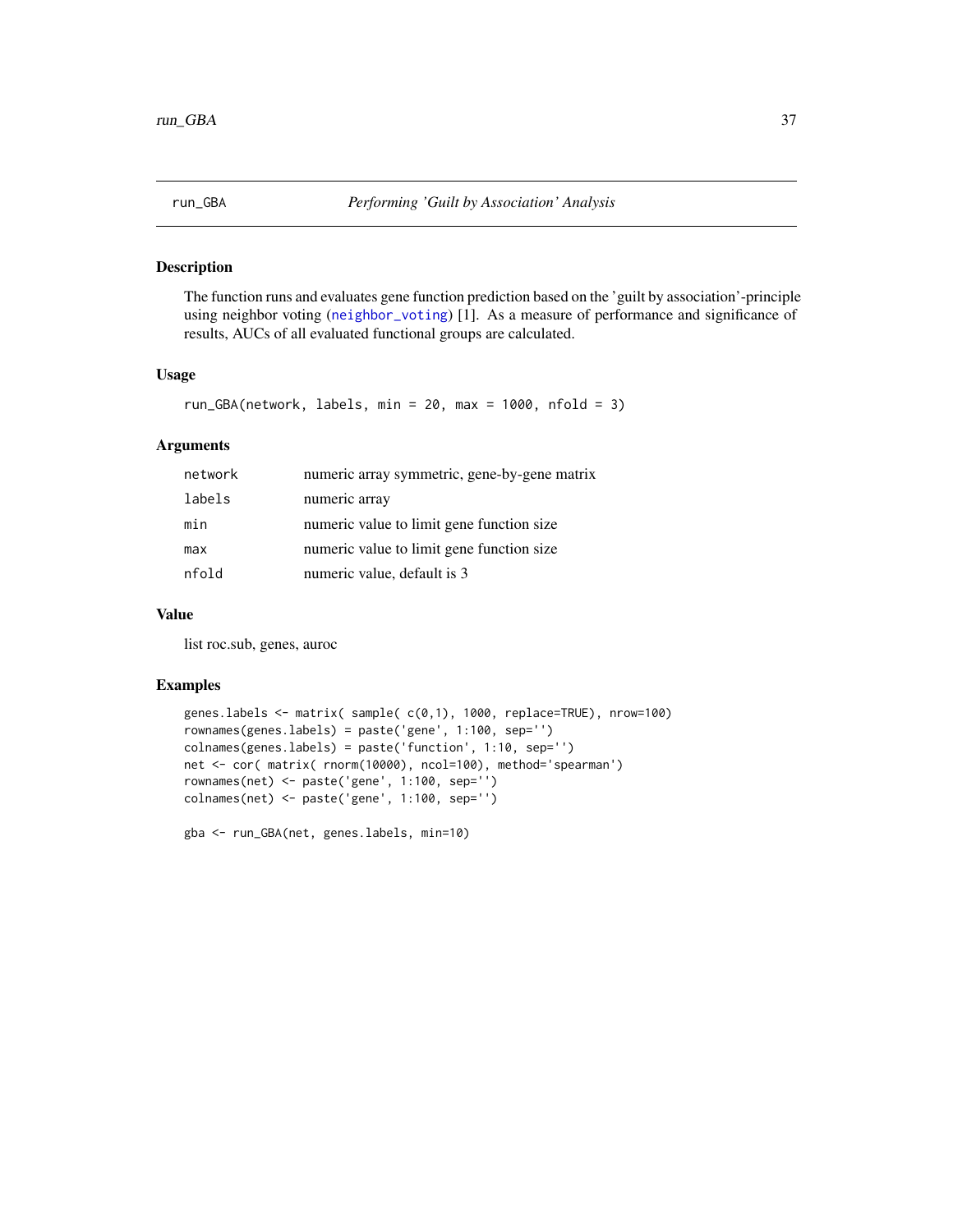## run_GBA — *Performing 'Guilt by Association' Analysis*

### Description

The function runs and evaluates gene function prediction based on the 'guilt by association'-principle using neighbor voting (`neighbor_voting`) [1]. As a measure of performance and significance of results, AUCs of all evaluated functional groups are calculated.

### Usage

```
run_GBA(network, labels, min = 20, max = 1000, nfold = 3)
```

### Arguments

| | |
|---|---|
| `network` | numeric array symmetric, gene-by-gene matrix |
| `labels` | numeric array |
| `min` | numeric value to limit gene function size |
| `max` | numeric value to limit gene function size |
| `nfold` | numeric value, default is 3 |

### Value

list roc.sub, genes, auroc

### Examples

```
genes.labels <- matrix( sample( c(0,1), 1000, replace=TRUE), nrow=100)
rownames(genes.labels) = paste('gene', 1:100, sep='')
colnames(genes.labels) = paste('function', 1:10, sep='')
net <- cor( matrix( rnorm(10000), ncol=100), method='spearman')
rownames(net) <- paste('gene', 1:100, sep='')
colnames(net) <- paste('gene', 1:100, sep='')

gba <- run_GBA(net, genes.labels, min=10)
```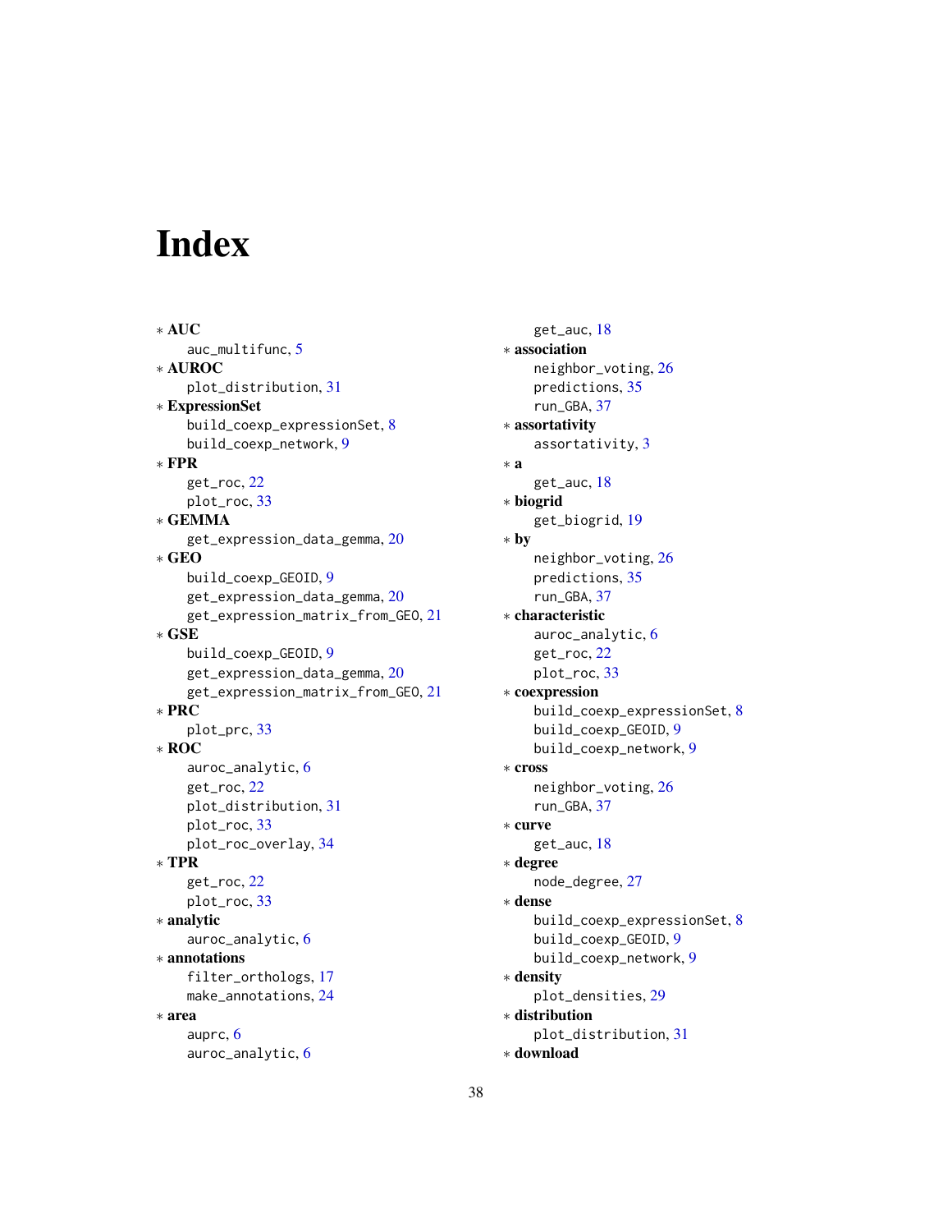# Index

* **AUC**
  - auc_multifunc, 5
* **AUROC**
  - plot_distribution, 31
* **ExpressionSet**
  - build_coexp_expressionSet, 8
  - build_coexp_network, 9
* **FPR**
  - get_roc, 22
  - plot_roc, 33
* **GEMMA**
  - get_expression_data_gemma, 20
* **GEO**
  - build_coexp_GEOID, 9
  - get_expression_data_gemma, 20
  - get_expression_matrix_from_GEO, 21
* **GSE**
  - build_coexp_GEOID, 9
  - get_expression_data_gemma, 20
  - get_expression_matrix_from_GEO, 21
* **PRC**
  - plot_prc, 33
* **ROC**
  - auroc_analytic, 6
  - get_roc, 22
  - plot_distribution, 31
  - plot_roc, 33
  - plot_roc_overlay, 34
* **TPR**
  - get_roc, 22
  - plot_roc, 33
* **analytic**
  - auroc_analytic, 6
* **annotations**
  - filter_orthologs, 17
  - make_annotations, 24
* **area**
  - auprc, 6
  - auroc_analytic, 6
  - get_auc, 18
* **association**
  - neighbor_voting, 26
  - predictions, 35
  - run_GBA, 37
* **assortativity**
  - assortativity, 3
* **a**
  - get_auc, 18
* **biogrid**
  - get_biogrid, 19
* **by**
  - neighbor_voting, 26
  - predictions, 35
  - run_GBA, 37
* **characteristic**
  - auroc_analytic, 6
  - get_roc, 22
  - plot_roc, 33
* **coexpression**
  - build_coexp_expressionSet, 8
  - build_coexp_GEOID, 9
  - build_coexp_network, 9
* **cross**
  - neighbor_voting, 26
  - run_GBA, 37
* **curve**
  - get_auc, 18
* **degree**
  - node_degree, 27
* **dense**
  - build_coexp_expressionSet, 8
  - build_coexp_GEOID, 9
  - build_coexp_network, 9
* **density**
  - plot_densities, 29
* **distribution**
  - plot_distribution, 31
* **download**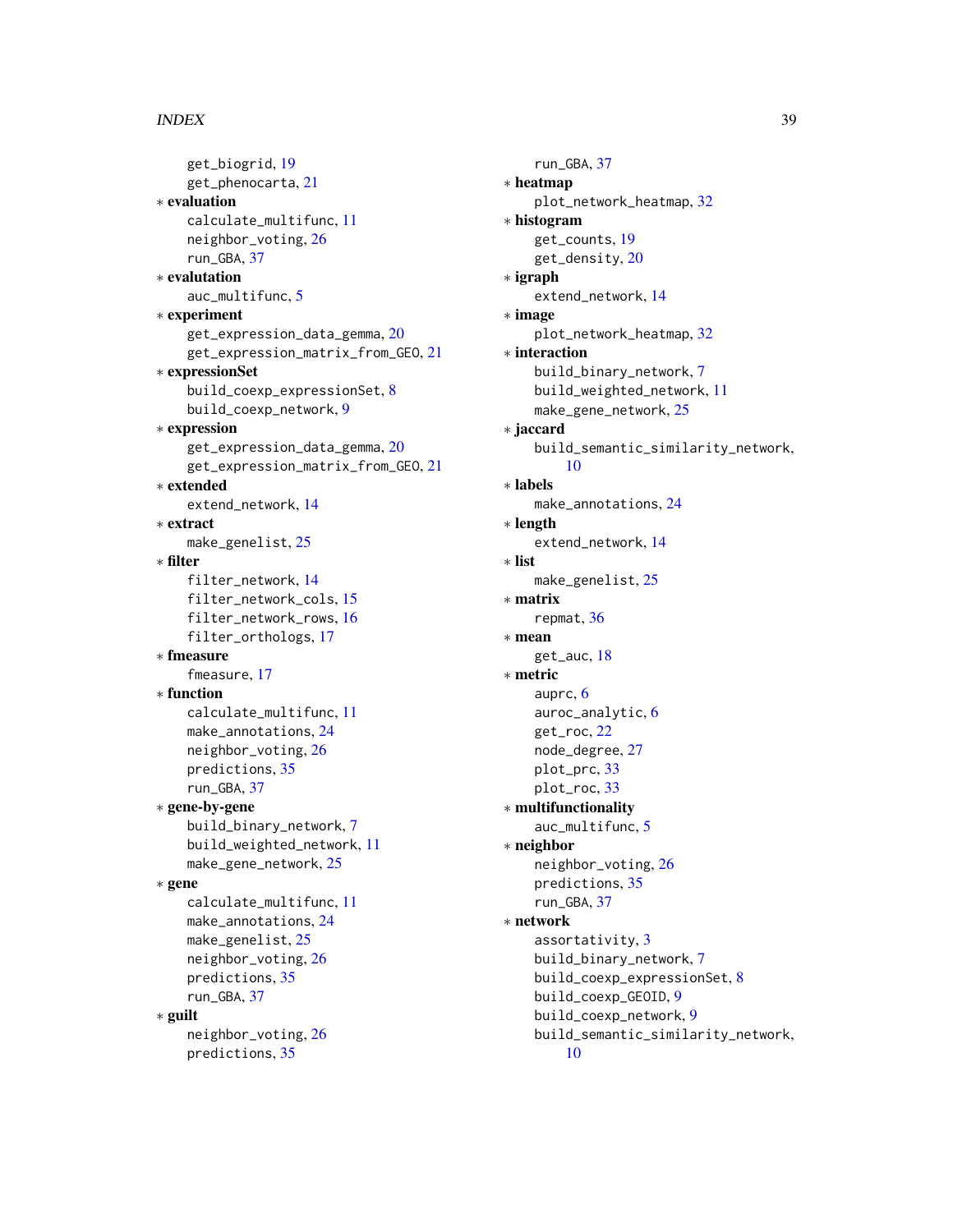get_biogrid, 19
get_phenocarta, 21

* **evaluation**
  calculate_multifunc, 11
  neighbor_voting, 26
  run_GBA, 37
* **evalutation**
  auc_multifunc, 5
* **experiment**
  get_expression_data_gemma, 20
  get_expression_matrix_from_GEO, 21
* **expressionSet**
  build_coexp_expressionSet, 8
  build_coexp_network, 9
* **expression**
  get_expression_data_gemma, 20
  get_expression_matrix_from_GEO, 21
* **extended**
  extend_network, 14
* **extract**
  make_genelist, 25
* **filter**
  filter_network, 14
  filter_network_cols, 15
  filter_network_rows, 16
  filter_orthologs, 17
* **fmeasure**
  fmeasure, 17
* **function**
  calculate_multifunc, 11
  make_annotations, 24
  neighbor_voting, 26
  predictions, 35
  run_GBA, 37
* **gene-by-gene**
  build_binary_network, 7
  build_weighted_network, 11
  make_gene_network, 25
* **gene**
  calculate_multifunc, 11
  make_annotations, 24
  make_genelist, 25
  neighbor_voting, 26
  predictions, 35
  run_GBA, 37
* **guilt**
  neighbor_voting, 26
  predictions, 35
  run_GBA, 37
* **heatmap**
  plot_network_heatmap, 32
* **histogram**
  get_counts, 19
  get_density, 20
* **igraph**
  extend_network, 14
* **image**
  plot_network_heatmap, 32
* **interaction**
  build_binary_network, 7
  build_weighted_network, 11
  make_gene_network, 25
* **jaccard**
  build_semantic_similarity_network, 10
* **labels**
  make_annotations, 24
* **length**
  extend_network, 14
* **list**
  make_genelist, 25
* **matrix**
  repmat, 36
* **mean**
  get_auc, 18
* **metric**
  auprc, 6
  auroc_analytic, 6
  get_roc, 22
  node_degree, 27
  plot_prc, 33
  plot_roc, 33
* **multifunctionality**
  auc_multifunc, 5
* **neighbor**
  neighbor_voting, 26
  predictions, 35
  run_GBA, 37
* **network**
  assortativity, 3
  build_binary_network, 7
  build_coexp_expressionSet, 8
  build_coexp_GEOID, 9
  build_coexp_network, 9
  build_semantic_similarity_network, 10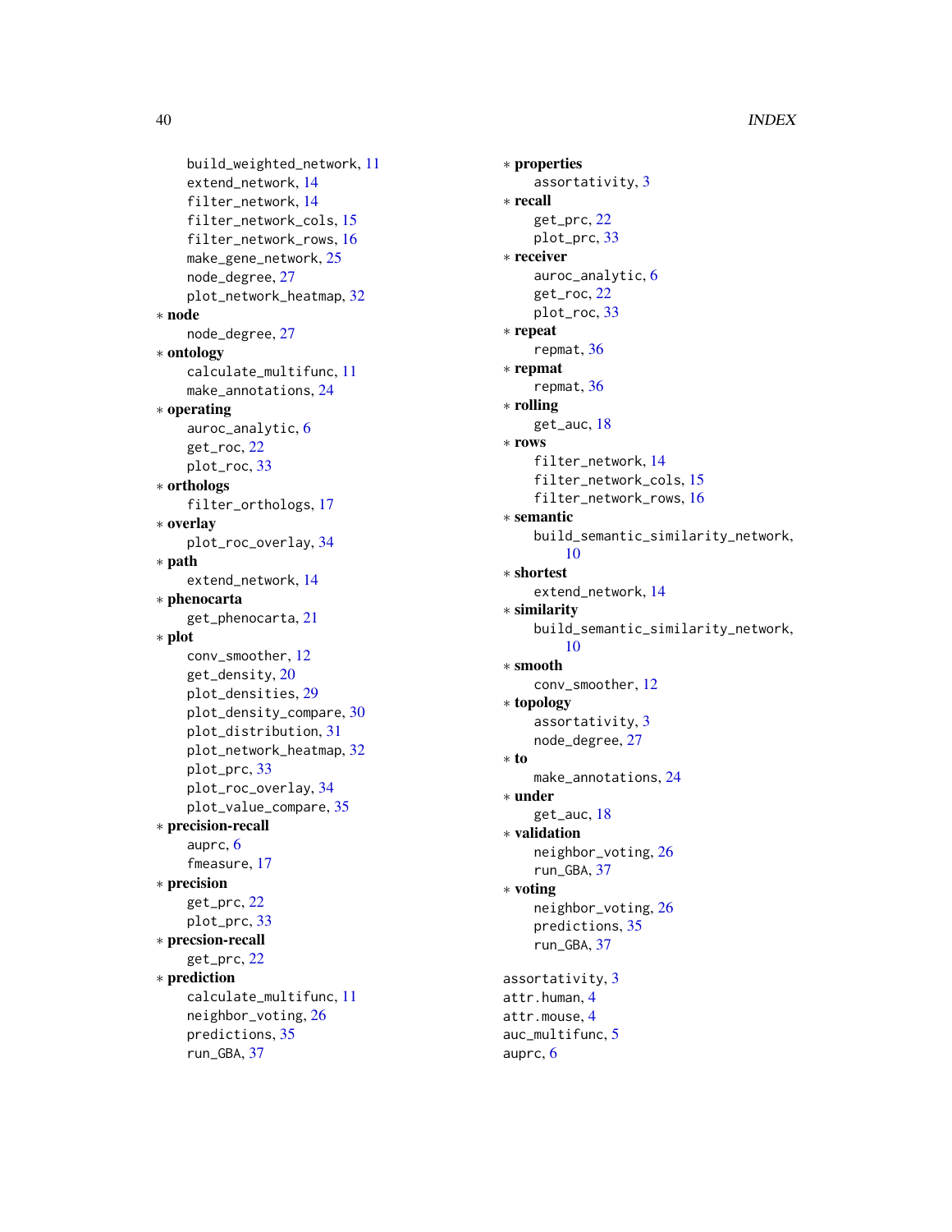build_weighted_network, 11
extend_network, 14
filter_network, 14
filter_network_cols, 15
filter_network_rows, 16
make_gene_network, 25
node_degree, 27
plot_network_heatmap, 32

∗ **node**
node_degree, 27

∗ **ontology**
calculate_multifunc, 11
make_annotations, 24

∗ **operating**
auroc_analytic, 6
get_roc, 22
plot_roc, 33

∗ **orthologs**
filter_orthologs, 17

∗ **overlay**
plot_roc_overlay, 34

∗ **path**
extend_network, 14

∗ **phenocarta**
get_phenocarta, 21

∗ **plot**
conv_smoother, 12
get_density, 20
plot_densities, 29
plot_density_compare, 30
plot_distribution, 31
plot_network_heatmap, 32
plot_prc, 33
plot_roc_overlay, 34
plot_value_compare, 35

∗ **precision-recall**
auprc, 6
fmeasure, 17

∗ **precision**
get_prc, 22
plot_prc, 33

∗ **precsion-recall**
get_prc, 22

∗ **prediction**
calculate_multifunc, 11
neighbor_voting, 26
predictions, 35
run_GBA, 37

∗ **properties**
assortativity, 3

∗ **recall**
get_prc, 22
plot_prc, 33

∗ **receiver**
auroc_analytic, 6
get_roc, 22
plot_roc, 33

∗ **repeat**
repmat, 36

∗ **repmat**
repmat, 36

∗ **rolling**
get_auc, 18

∗ **rows**
filter_network, 14
filter_network_cols, 15
filter_network_rows, 16

∗ **semantic**
build_semantic_similarity_network, 10

∗ **shortest**
extend_network, 14

∗ **similarity**
build_semantic_similarity_network, 10

∗ **smooth**
conv_smoother, 12

∗ **topology**
assortativity, 3
node_degree, 27

∗ **to**
make_annotations, 24

∗ **under**
get_auc, 18

∗ **validation**
neighbor_voting, 26
run_GBA, 37

∗ **voting**
neighbor_voting, 26
predictions, 35
run_GBA, 37

assortativity, 3
attr.human, 4
attr.mouse, 4
auc_multifunc, 5
auprc, 6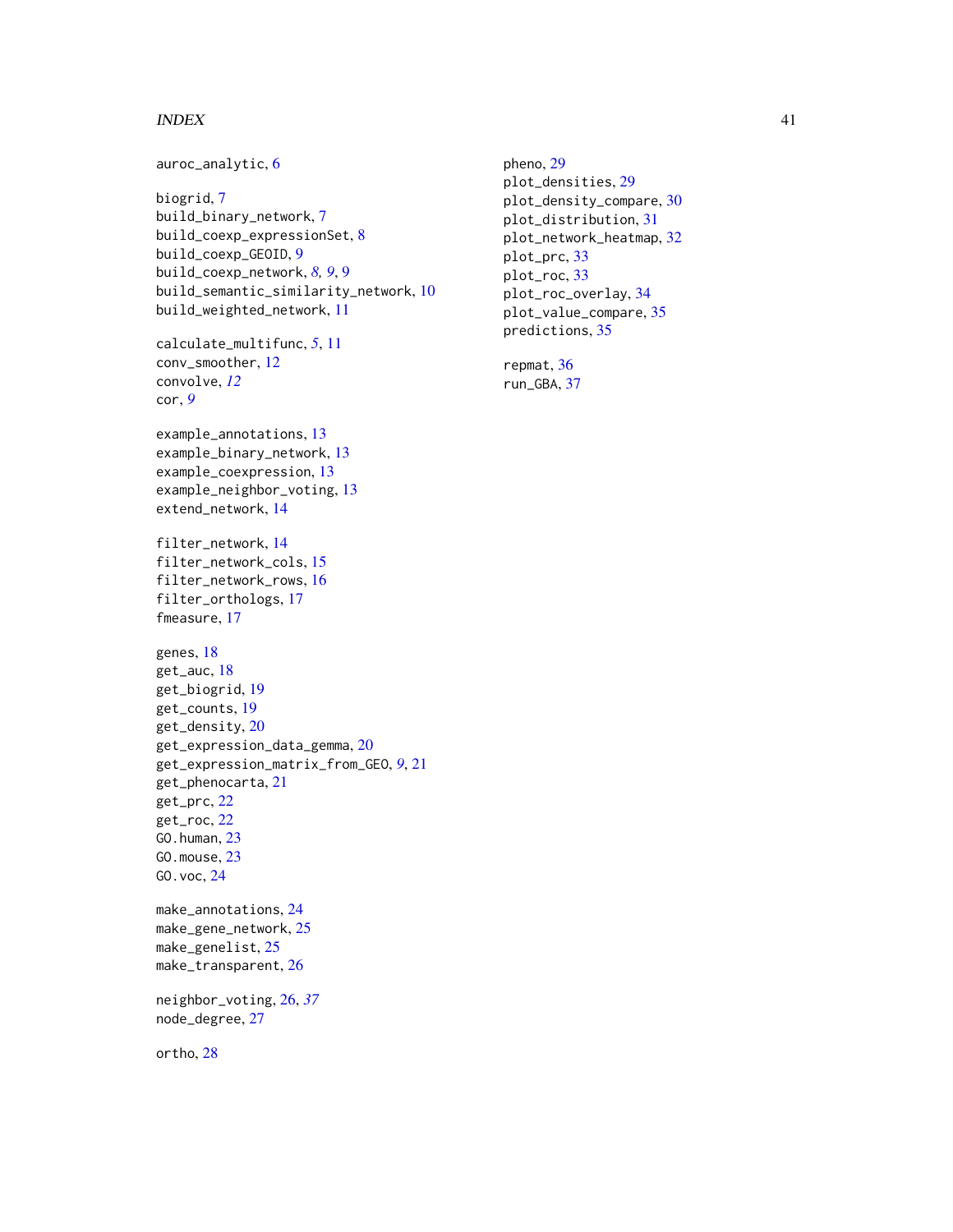auroc_analytic, 6

biogrid, 7
build_binary_network, 7
build_coexp_expressionSet, 8
build_coexp_GEOID, 9
build_coexp_network, *8, 9*, 9
build_semantic_similarity_network, 10
build_weighted_network, 11

calculate_multifunc, *5*, 11
conv_smoother, 12
convolve, *12*
cor, *9*

example_annotations, 13
example_binary_network, 13
example_coexpression, 13
example_neighbor_voting, 13
extend_network, 14

filter_network, 14
filter_network_cols, 15
filter_network_rows, 16
filter_orthologs, 17
fmeasure, 17

genes, 18
get_auc, 18
get_biogrid, 19
get_counts, 19
get_density, 20
get_expression_data_gemma, 20
get_expression_matrix_from_GEO, *9*, 21
get_phenocarta, 21
get_prc, 22
get_roc, 22
GO.human, 23
GO.mouse, 23
GO.voc, 24

make_annotations, 24
make_gene_network, 25
make_genelist, 25
make_transparent, 26

neighbor_voting, 26, *37*
node_degree, 27

ortho, 28

pheno, 29
plot_densities, 29
plot_density_compare, 30
plot_distribution, 31
plot_network_heatmap, 32
plot_prc, 33
plot_roc, 33
plot_roc_overlay, 34
plot_value_compare, 35
predictions, 35

repmat, 36
run_GBA, 37